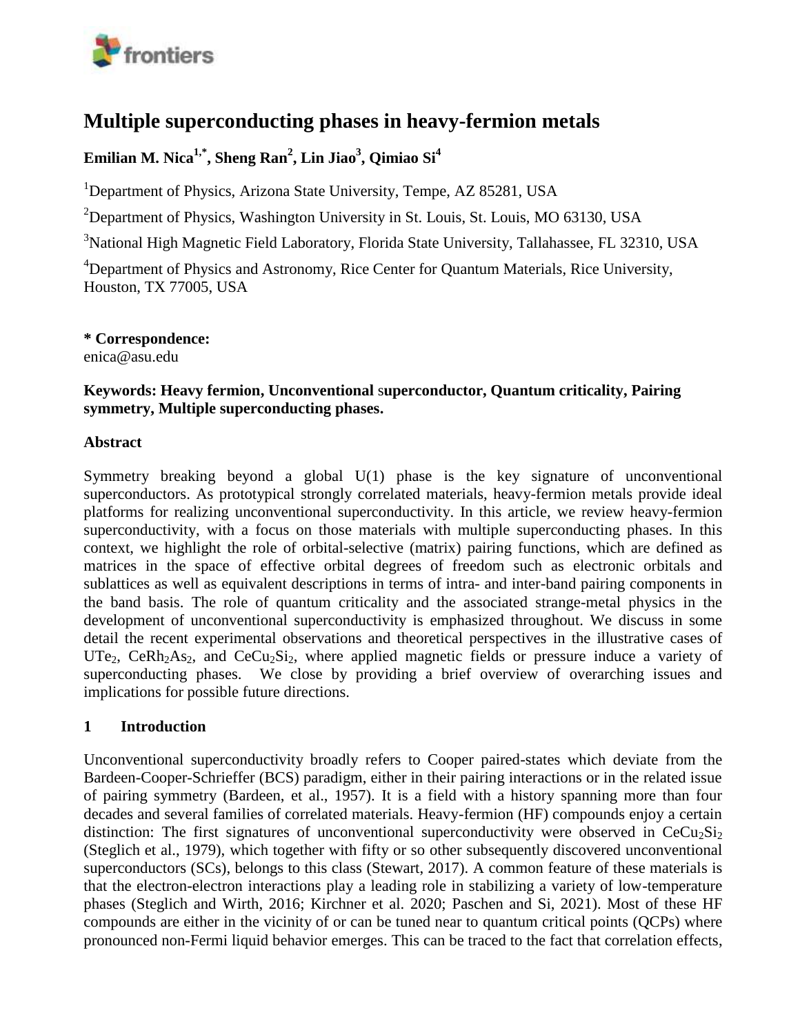# Multiple superconducting phases in heavy-fermion metals

**Emilian M. Nica[1,*], Sheng Ran[2], Lin Jiao[3], Qimiao Si[4]**

[1]Department of Physics, Arizona State University, Tempe, AZ 85281, USA

[2]Department of Physics, Washington University in St. Louis, St. Louis, MO 63130, USA

[3]National High Magnetic Field Laboratory, Florida State University, Tallahassee, FL 32310, USA

[4]Department of Physics and Astronomy, Rice Center for Quantum Materials, Rice University, Houston, TX 77005, USA

**\* Correspondence:**
enica@asu.edu

**Keywords: Heavy fermion, Unconventional superconductor, Quantum criticality, Pairing symmetry, Multiple superconducting phases.**

## Abstract

Symmetry breaking beyond a global U(1) phase is the key signature of unconventional superconductors. As prototypical strongly correlated materials, heavy-fermion metals provide ideal platforms for realizing unconventional superconductivity. In this article, we review heavy-fermion superconductivity, with a focus on those materials with multiple superconducting phases. In this context, we highlight the role of orbital-selective (matrix) pairing functions, which are defined as matrices in the space of effective orbital degrees of freedom such as electronic orbitals and sublattices as well as equivalent descriptions in terms of intra- and inter-band pairing components in the band basis. The role of quantum criticality and the associated strange-metal physics in the development of unconventional superconductivity is emphasized throughout. We discuss in some detail the recent experimental observations and theoretical perspectives in the illustrative cases of $UTe_2$, $CeRh_2As_2$, and $CeCu_2Si_2$, where applied magnetic fields or pressure induce a variety of superconducting phases. We close by providing a brief overview of overarching issues and implications for possible future directions.

## 1 Introduction

Unconventional superconductivity broadly refers to Cooper paired-states which deviate from the Bardeen-Cooper-Schrieffer (BCS) paradigm, either in their pairing interactions or in the related issue of pairing symmetry (Bardeen, et al., 1957). It is a field with a history spanning more than four decades and several families of correlated materials. Heavy-fermion (HF) compounds enjoy a certain distinction: The first signatures of unconventional superconductivity were observed in $CeCu_2Si_2$ (Steglich et al., 1979), which together with fifty or so other subsequently discovered unconventional superconductors (SCs), belongs to this class (Stewart, 2017). A common feature of these materials is that the electron-electron interactions play a leading role in stabilizing a variety of low-temperature phases (Steglich and Wirth, 2016; Kirchner et al. 2020; Paschen and Si, 2021). Most of these HF compounds are either in the vicinity of or can be tuned near to quantum critical points (QCPs) where pronounced non-Fermi liquid behavior emerges. This can be traced to the fact that correlation effects,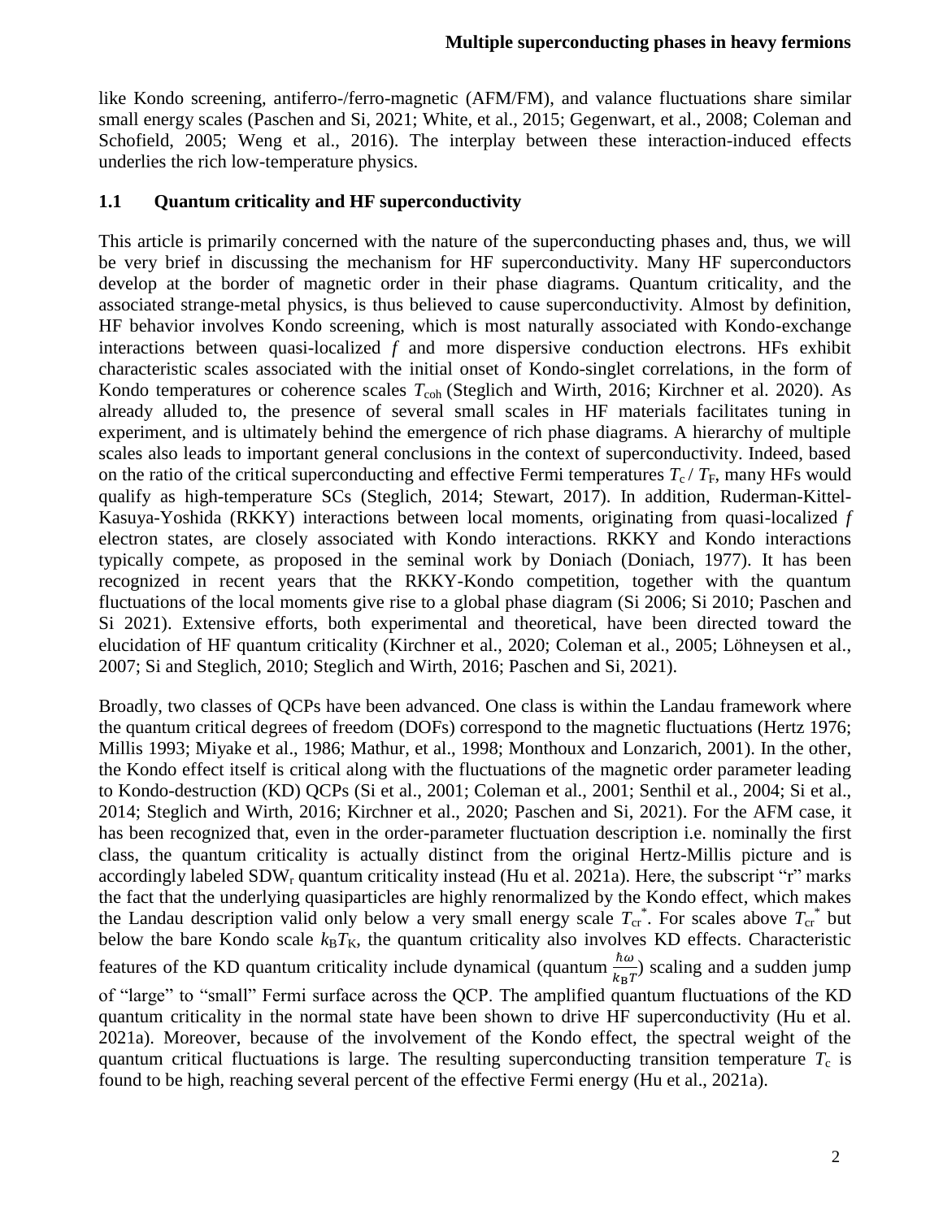like Kondo screening, antiferro-/ferro-magnetic (AFM/FM), and valance fluctuations share similar small energy scales (Paschen and Si, 2021; White, et al., 2015; Gegenwart, et al., 2008; Coleman and Schofield, 2005; Weng et al., 2016). The interplay between these interaction-induced effects underlies the rich low-temperature physics.

### 1.1 Quantum criticality and HF superconductivity

This article is primarily concerned with the nature of the superconducting phases and, thus, we will be very brief in discussing the mechanism for HF superconductivity. Many HF superconductors develop at the border of magnetic order in their phase diagrams. Quantum criticality, and the associated strange-metal physics, is thus believed to cause superconductivity. Almost by definition, HF behavior involves Kondo screening, which is most naturally associated with Kondo-exchange interactions between quasi-localized *f* and more dispersive conduction electrons. HFs exhibit characteristic scales associated with the initial onset of Kondo-singlet correlations, in the form of Kondo temperatures or coherence scales $T_{\mathrm{coh}}$ (Steglich and Wirth, 2016; Kirchner et al. 2020). As already alluded to, the presence of several small scales in HF materials facilitates tuning in experiment, and is ultimately behind the emergence of rich phase diagrams. A hierarchy of multiple scales also leads to important general conclusions in the context of superconductivity. Indeed, based on the ratio of the critical superconducting and effective Fermi temperatures $T_{\mathrm{c}} / T_{\mathrm{F}}$, many HFs would qualify as high-temperature SCs (Steglich, 2014; Stewart, 2017). In addition, Ruderman-Kittel-Kasuya-Yoshida (RKKY) interactions between local moments, originating from quasi-localized *f* electron states, are closely associated with Kondo interactions. RKKY and Kondo interactions typically compete, as proposed in the seminal work by Doniach (Doniach, 1977). It has been recognized in recent years that the RKKY-Kondo competition, together with the quantum fluctuations of the local moments give rise to a global phase diagram (Si 2006; Si 2010; Paschen and Si 2021). Extensive efforts, both experimental and theoretical, have been directed toward the elucidation of HF quantum criticality (Kirchner et al., 2020; Coleman et al., 2005; Löhneysen et al., 2007; Si and Steglich, 2010; Steglich and Wirth, 2016; Paschen and Si, 2021).

Broadly, two classes of QCPs have been advanced. One class is within the Landau framework where the quantum critical degrees of freedom (DOFs) correspond to the magnetic fluctuations (Hertz 1976; Millis 1993; Miyake et al., 1986; Mathur, et al., 1998; Monthoux and Lonzarich, 2001). In the other, the Kondo effect itself is critical along with the fluctuations of the magnetic order parameter leading to Kondo-destruction (KD) QCPs (Si et al., 2001; Coleman et al., 2001; Senthil et al., 2004; Si et al., 2014; Steglich and Wirth, 2016; Kirchner et al., 2020; Paschen and Si, 2021). For the AFM case, it has been recognized that, even in the order-parameter fluctuation description i.e. nominally the first class, the quantum criticality is actually distinct from the original Hertz-Millis picture and is accordingly labeled $\mathrm{SDW_r}$ quantum criticality instead (Hu et al. 2021a). Here, the subscript "r" marks the fact that the underlying quasiparticles are highly renormalized by the Kondo effect, which makes the Landau description valid only below a very small energy scale $T_{\mathrm{cr}}^{*}$. For scales above $T_{\mathrm{cr}}^{*}$ but below the bare Kondo scale $k_{\mathrm{B}}T_{\mathrm{K}}$, the quantum criticality also involves KD effects. Characteristic features of the KD quantum criticality include dynamical (quantum $\frac{\hbar\omega}{k_{\mathrm{B}}T}$) scaling and a sudden jump of "large" to "small" Fermi surface across the QCP. The amplified quantum fluctuations of the KD quantum criticality in the normal state have been shown to drive HF superconductivity (Hu et al. 2021a). Moreover, because of the involvement of the Kondo effect, the spectral weight of the quantum critical fluctuations is large. The resulting superconducting transition temperature $T_{\mathrm{c}}$ is found to be high, reaching several percent of the effective Fermi energy (Hu et al., 2021a).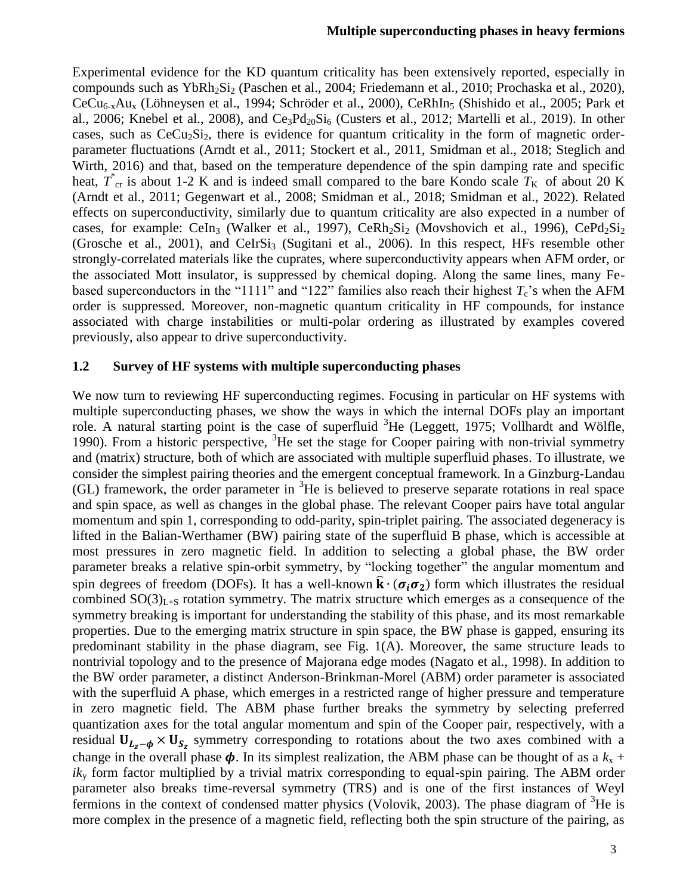Experimental evidence for the KD quantum criticality has been extensively reported, especially in compounds such as $YbRh_2Si_2$ (Paschen et al., 2004; Friedemann et al., 2010; Prochaska et al., 2020), $CeCu_{6-x}Au_x$ (Löhneysen et al., 1994; Schröder et al., 2000), $CeRhIn_5$ (Shishido et al., 2005; Park et al., 2006; Knebel et al., 2008), and $Ce_3Pd_{20}Si_6$ (Custers et al., 2012; Martelli et al., 2019). In other cases, such as $CeCu_2Si_2$, there is evidence for quantum criticality in the form of magnetic order-parameter fluctuations (Arndt et al., 2011; Stockert et al., 2011, Smidman et al., 2018; Steglich and Wirth, 2016) and that, based on the temperature dependence of the spin damping rate and specific heat, $T^*_{\rm cr}$ is about 1-2 K and is indeed small compared to the bare Kondo scale $T_{\rm K}$ of about 20 K (Arndt et al., 2011; Gegenwart et al., 2008; Smidman et al., 2018; Smidman et al., 2022). Related effects on superconductivity, similarly due to quantum criticality are also expected in a number of cases, for example: $CeIn_3$ (Walker et al., 1997), $CeRh_2Si_2$ (Movshovich et al., 1996), $CePd_2Si_2$ (Grosche et al., 2001), and $CeIrSi_3$ (Sugitani et al., 2006). In this respect, HFs resemble other strongly-correlated materials like the cuprates, where superconductivity appears when AFM order, or the associated Mott insulator, is suppressed by chemical doping. Along the same lines, many Fe-based superconductors in the "1111" and "122" families also reach their highest $T_{\rm c}$'s when the AFM order is suppressed. Moreover, non-magnetic quantum criticality in HF compounds, for instance associated with charge instabilities or multi-polar ordering as illustrated by examples covered previously, also appear to drive superconductivity.

## 1.2 Survey of HF systems with multiple superconducting phases

We now turn to reviewing HF superconducting regimes. Focusing in particular on HF systems with multiple superconducting phases, we show the ways in which the internal DOFs play an important role. A natural starting point is the case of superfluid $^3$He (Leggett, 1975; Vollhardt and Wölfle, 1990). From a historic perspective, $^3$He set the stage for Cooper pairing with non-trivial symmetry and (matrix) structure, both of which are associated with multiple superfluid phases. To illustrate, we consider the simplest pairing theories and the emergent conceptual framework. In a Ginzburg-Landau (GL) framework, the order parameter in $^3$He is believed to preserve separate rotations in real space and spin space, as well as changes in the global phase. The relevant Cooper pairs have total angular momentum and spin 1, corresponding to odd-parity, spin-triplet pairing. The associated degeneracy is lifted in the Balian-Werthamer (BW) pairing state of the superfluid B phase, which is accessible at most pressures in zero magnetic field. In addition to selecting a global phase, the BW order parameter breaks a relative spin-orbit symmetry, by "locking together" the angular momentum and spin degrees of freedom (DOFs). It has a well-known $\hat{\mathbf{k}} \cdot (\boldsymbol{\sigma_i \sigma_2})$ form which illustrates the residual combined $SO(3)_{L+S}$ rotation symmetry. The matrix structure which emerges as a consequence of the symmetry breaking is important for understanding the stability of this phase, and its most remarkable properties. Due to the emerging matrix structure in spin space, the BW phase is gapped, ensuring its predominant stability in the phase diagram, see Fig. 1(A). Moreover, the same structure leads to nontrivial topology and to the presence of Majorana edge modes (Nagato et al., 1998). In addition to the BW order parameter, a distinct Anderson-Brinkman-Morel (ABM) order parameter is associated with the superfluid A phase, which emerges in a restricted range of higher pressure and temperature in zero magnetic field. The ABM phase further breaks the symmetry by selecting preferred quantization axes for the total angular momentum and spin of the Cooper pair, respectively, with a residual $\mathbf{U}_{L_z-\phi} \times \mathbf{U}_{S_z}$ symmetry corresponding to rotations about the two axes combined with a change in the overall phase $\boldsymbol{\phi}$. In its simplest realization, the ABM phase can be thought of as a $k_x + ik_y$ form factor multiplied by a trivial matrix corresponding to equal-spin pairing. The ABM order parameter also breaks time-reversal symmetry (TRS) and is one of the first instances of Weyl fermions in the context of condensed matter physics (Volovik, 2003). The phase diagram of $^3$He is more complex in the presence of a magnetic field, reflecting both the spin structure of the pairing, as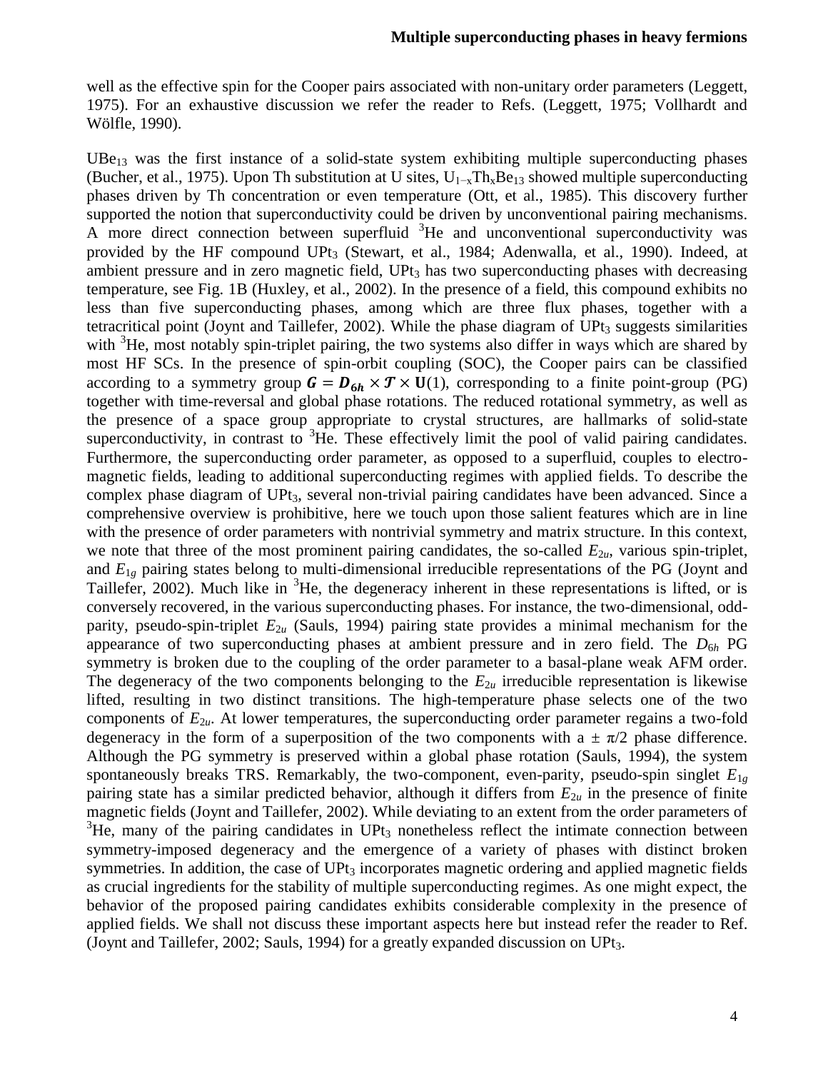well as the effective spin for the Cooper pairs associated with non-unitary order parameters (Leggett, 1975). For an exhaustive discussion we refer the reader to Refs. (Leggett, 1975; Vollhardt and Wölfle, 1990).

$UBe_{13}$ was the first instance of a solid-state system exhibiting multiple superconducting phases (Bucher, et al., 1975). Upon Th substitution at U sites, $U_{1-x}Th_xBe_{13}$ showed multiple superconducting phases driven by Th concentration or even temperature (Ott, et al., 1985). This discovery further supported the notion that superconductivity could be driven by unconventional pairing mechanisms. A more direct connection between superfluid $^3$He and unconventional superconductivity was provided by the HF compound $UPt_3$ (Stewart, et al., 1984; Adenwalla, et al., 1990). Indeed, at ambient pressure and in zero magnetic field, $UPt_3$ has two superconducting phases with decreasing temperature, see Fig. 1B (Huxley, et al., 2002). In the presence of a field, this compound exhibits no less than five superconducting phases, among which are three flux phases, together with a tetracritical point (Joynt and Taillefer, 2002). While the phase diagram of $UPt_3$ suggests similarities with $^3$He, most notably spin-triplet pairing, the two systems also differ in ways which are shared by most HF SCs. In the presence of spin-orbit coupling (SOC), the Cooper pairs can be classified according to a symmetry group $\boldsymbol{G} = \boldsymbol{D_{6h}} \times \boldsymbol{\mathcal{T}} \times \mathbf{U}(1)$, corresponding to a finite point-group (PG) together with time-reversal and global phase rotations. The reduced rotational symmetry, as well as the presence of a space group appropriate to crystal structures, are hallmarks of solid-state superconductivity, in contrast to $^3$He. These effectively limit the pool of valid pairing candidates. Furthermore, the superconducting order parameter, as opposed to a superfluid, couples to electro-magnetic fields, leading to additional superconducting regimes with applied fields. To describe the complex phase diagram of $UPt_3$, several non-trivial pairing candidates have been advanced. Since a comprehensive overview is prohibitive, here we touch upon those salient features which are in line with the presence of order parameters with nontrivial symmetry and matrix structure. In this context, we note that three of the most prominent pairing candidates, the so-called $E_{2u}$, various spin-triplet, and $E_{1g}$ pairing states belong to multi-dimensional irreducible representations of the PG (Joynt and Taillefer, 2002). Much like in $^3$He, the degeneracy inherent in these representations is lifted, or is conversely recovered, in the various superconducting phases. For instance, the two-dimensional, odd-parity, pseudo-spin-triplet $E_{2u}$ (Sauls, 1994) pairing state provides a minimal mechanism for the appearance of two superconducting phases at ambient pressure and in zero field. The $D_{6h}$ PG symmetry is broken due to the coupling of the order parameter to a basal-plane weak AFM order. The degeneracy of the two components belonging to the $E_{2u}$ irreducible representation is likewise lifted, resulting in two distinct transitions. The high-temperature phase selects one of the two components of $E_{2u}$. At lower temperatures, the superconducting order parameter regains a two-fold degeneracy in the form of a superposition of the two components with a $\pm\, \pi/2$ phase difference. Although the PG symmetry is preserved within a global phase rotation (Sauls, 1994), the system spontaneously breaks TRS. Remarkably, the two-component, even-parity, pseudo-spin singlet $E_{1g}$ pairing state has a similar predicted behavior, although it differs from $E_{2u}$ in the presence of finite magnetic fields (Joynt and Taillefer, 2002). While deviating to an extent from the order parameters of $^3$He, many of the pairing candidates in $UPt_3$ nonetheless reflect the intimate connection between symmetry-imposed degeneracy and the emergence of a variety of phases with distinct broken symmetries. In addition, the case of $UPt_3$ incorporates magnetic ordering and applied magnetic fields as crucial ingredients for the stability of multiple superconducting regimes. As one might expect, the behavior of the proposed pairing candidates exhibits considerable complexity in the presence of applied fields. We shall not discuss these important aspects here but instead refer the reader to Ref. (Joynt and Taillefer, 2002; Sauls, 1994) for a greatly expanded discussion on $UPt_3$.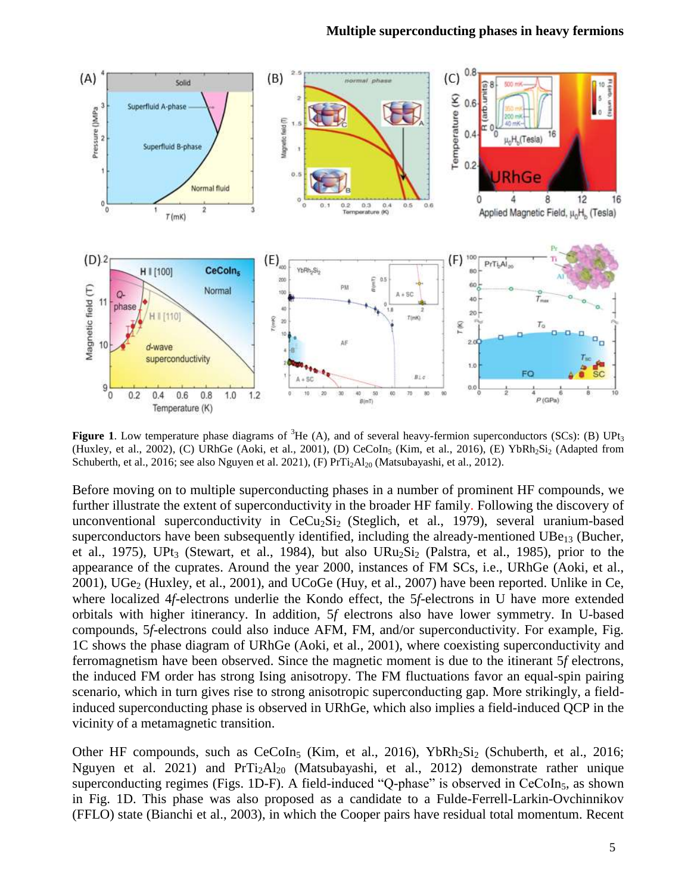**Figure 1**. Low temperature phase diagrams of $^3$He (A), and of several heavy-fermion superconductors (SCs): (B) $UPt_3$ (Huxley, et al., 2002), (C) URhGe (Aoki, et al., 2001), (D) $CeCoIn_5$ (Kim, et al., 2016), (E) $YbRh_2Si_2$ (Adapted from Schuberth, et al., 2016; see also Nguyen et al. 2021), (F) $PrTi_2Al_{20}$ (Matsubayashi, et al., 2012).

Before moving on to multiple superconducting phases in a number of prominent HF compounds, we further illustrate the extent of superconductivity in the broader HF family. Following the discovery of unconventional superconductivity in $CeCu_2Si_2$ (Steglich, et al., 1979), several uranium-based superconductors have been subsequently identified, including the already-mentioned $UBe_{13}$ (Bucher, et al., 1975), $UPt_3$ (Stewart, et al., 1984), but also $URu_2Si_2$ (Palstra, et al., 1985), prior to the appearance of the cuprates. Around the year 2000, instances of FM SCs, i.e., URhGe (Aoki, et al., 2001), $UGe_2$ (Huxley, et al., 2001), and UCoGe (Huy, et al., 2007) have been reported. Unlike in Ce, where localized 4*f*-electrons underlie the Kondo effect, the 5*f*-electrons in U have more extended orbitals with higher itinerancy. In addition, 5*f* electrons also have lower symmetry. In U-based compounds, 5*f*-electrons could also induce AFM, FM, and/or superconductivity. For example, Fig. 1C shows the phase diagram of URhGe (Aoki, et al., 2001), where coexisting superconductivity and ferromagnetism have been observed. Since the magnetic moment is due to the itinerant 5*f* electrons, the induced FM order has strong Ising anisotropy. The FM fluctuations favor an equal-spin pairing scenario, which in turn gives rise to strong anisotropic superconducting gap. More strikingly, a field-induced superconducting phase is observed in URhGe, which also implies a field-induced QCP in the vicinity of a metamagnetic transition.

Other HF compounds, such as $CeCoIn_5$ (Kim, et al., 2016), $YbRh_2Si_2$ (Schuberth, et al., 2016; Nguyen et al. 2021) and $PrTi_2Al_{20}$ (Matsubayashi, et al., 2012) demonstrate rather unique superconducting regimes (Figs. 1D-F). A field-induced "Q-phase" is observed in $CeCoIn_5$, as shown in Fig. 1D. This phase was also proposed as a candidate to a Fulde-Ferrell-Larkin-Ovchinnikov (FFLO) state (Bianchi et al., 2003), in which the Cooper pairs have residual total momentum. Recent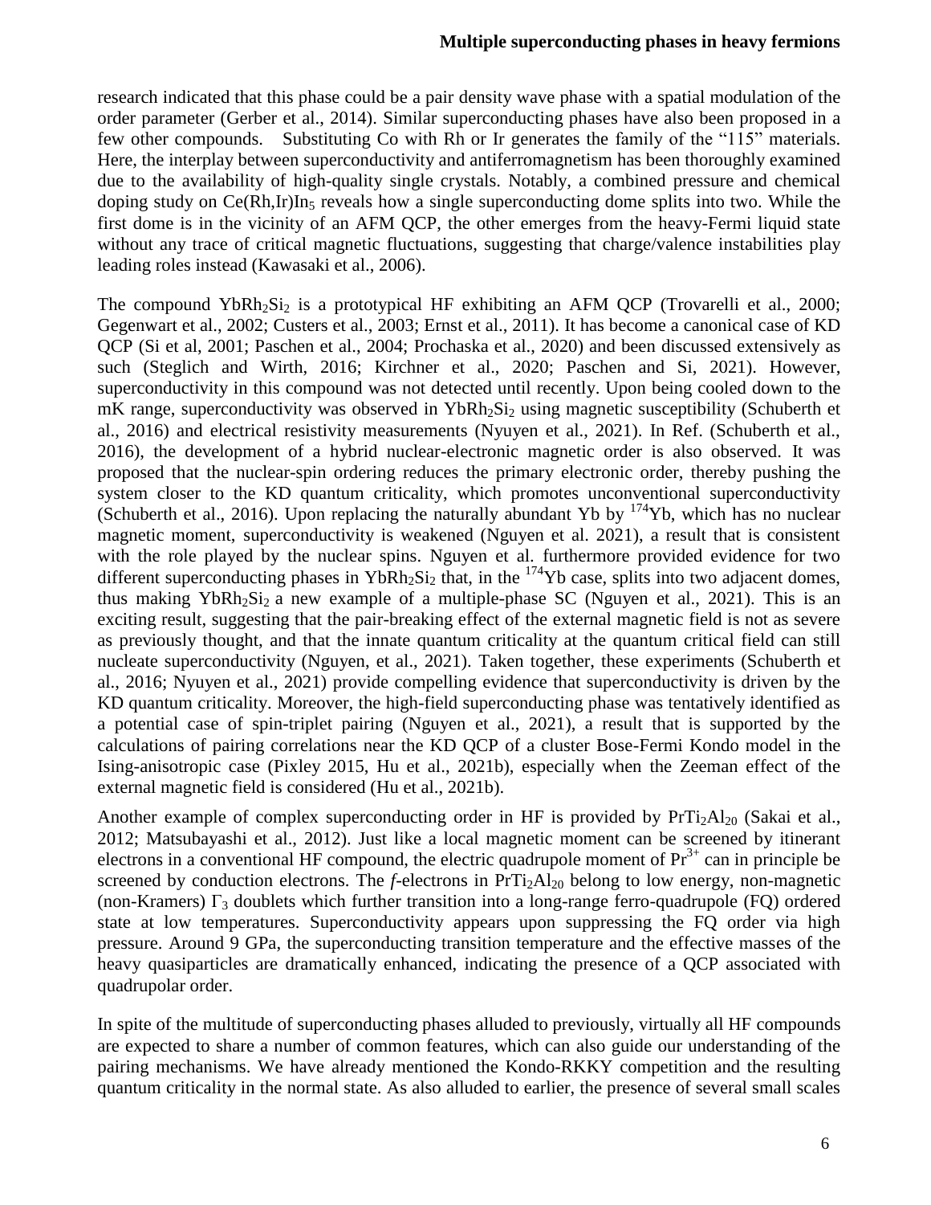research indicated that this phase could be a pair density wave phase with a spatial modulation of the order parameter (Gerber et al., 2014). Similar superconducting phases have also been proposed in a few other compounds. Substituting Co with Rh or Ir generates the family of the "115" materials. Here, the interplay between superconductivity and antiferromagnetism has been thoroughly examined due to the availability of high-quality single crystals. Notably, a combined pressure and chemical doping study on $Ce(Rh,Ir)In_5$ reveals how a single superconducting dome splits into two. While the first dome is in the vicinity of an AFM QCP, the other emerges from the heavy-Fermi liquid state without any trace of critical magnetic fluctuations, suggesting that charge/valence instabilities play leading roles instead (Kawasaki et al., 2006).

The compound $YbRh_2Si_2$ is a prototypical HF exhibiting an AFM QCP (Trovarelli et al., 2000; Gegenwart et al., 2002; Custers et al., 2003; Ernst et al., 2011). It has become a canonical case of KD QCP (Si et al, 2001; Paschen et al., 2004; Prochaska et al., 2020) and been discussed extensively as such (Steglich and Wirth, 2016; Kirchner et al., 2020; Paschen and Si, 2021). However, superconductivity in this compound was not detected until recently. Upon being cooled down to the mK range, superconductivity was observed in $YbRh_2Si_2$ using magnetic susceptibility (Schuberth et al., 2016) and electrical resistivity measurements (Nyuyen et al., 2021). In Ref. (Schuberth et al., 2016), the development of a hybrid nuclear-electronic magnetic order is also observed. It was proposed that the nuclear-spin ordering reduces the primary electronic order, thereby pushing the system closer to the KD quantum criticality, which promotes unconventional superconductivity (Schuberth et al., 2016). Upon replacing the naturally abundant Yb by $^{174}Yb$, which has no nuclear magnetic moment, superconductivity is weakened (Nguyen et al. 2021), a result that is consistent with the role played by the nuclear spins. Nguyen et al. furthermore provided evidence for two different superconducting phases in $YbRh_2Si_2$ that, in the $^{174}Yb$ case, splits into two adjacent domes, thus making $YbRh_2Si_2$ a new example of a multiple-phase SC (Nguyen et al., 2021). This is an exciting result, suggesting that the pair-breaking effect of the external magnetic field is not as severe as previously thought, and that the innate quantum criticality at the quantum critical field can still nucleate superconductivity (Nguyen, et al., 2021). Taken together, these experiments (Schuberth et al., 2016; Nyuyen et al., 2021) provide compelling evidence that superconductivity is driven by the KD quantum criticality. Moreover, the high-field superconducting phase was tentatively identified as a potential case of spin-triplet pairing (Nguyen et al., 2021), a result that is supported by the calculations of pairing correlations near the KD QCP of a cluster Bose-Fermi Kondo model in the Ising-anisotropic case (Pixley 2015, Hu et al., 2021b), especially when the Zeeman effect of the external magnetic field is considered (Hu et al., 2021b).

Another example of complex superconducting order in HF is provided by $PrTi_2Al_{20}$ (Sakai et al., 2012; Matsubayashi et al., 2012). Just like a local magnetic moment can be screened by itinerant electrons in a conventional HF compound, the electric quadrupole moment of $Pr^{3+}$ can in principle be screened by conduction electrons. The *f*-electrons in $PrTi_2Al_{20}$ belong to low energy, non-magnetic (non-Kramers) $\Gamma_3$ doublets which further transition into a long-range ferro-quadrupole (FQ) ordered state at low temperatures. Superconductivity appears upon suppressing the FQ order via high pressure. Around 9 GPa, the superconducting transition temperature and the effective masses of the heavy quasiparticles are dramatically enhanced, indicating the presence of a QCP associated with quadrupolar order.

In spite of the multitude of superconducting phases alluded to previously, virtually all HF compounds are expected to share a number of common features, which can also guide our understanding of the pairing mechanisms. We have already mentioned the Kondo-RKKY competition and the resulting quantum criticality in the normal state. As also alluded to earlier, the presence of several small scales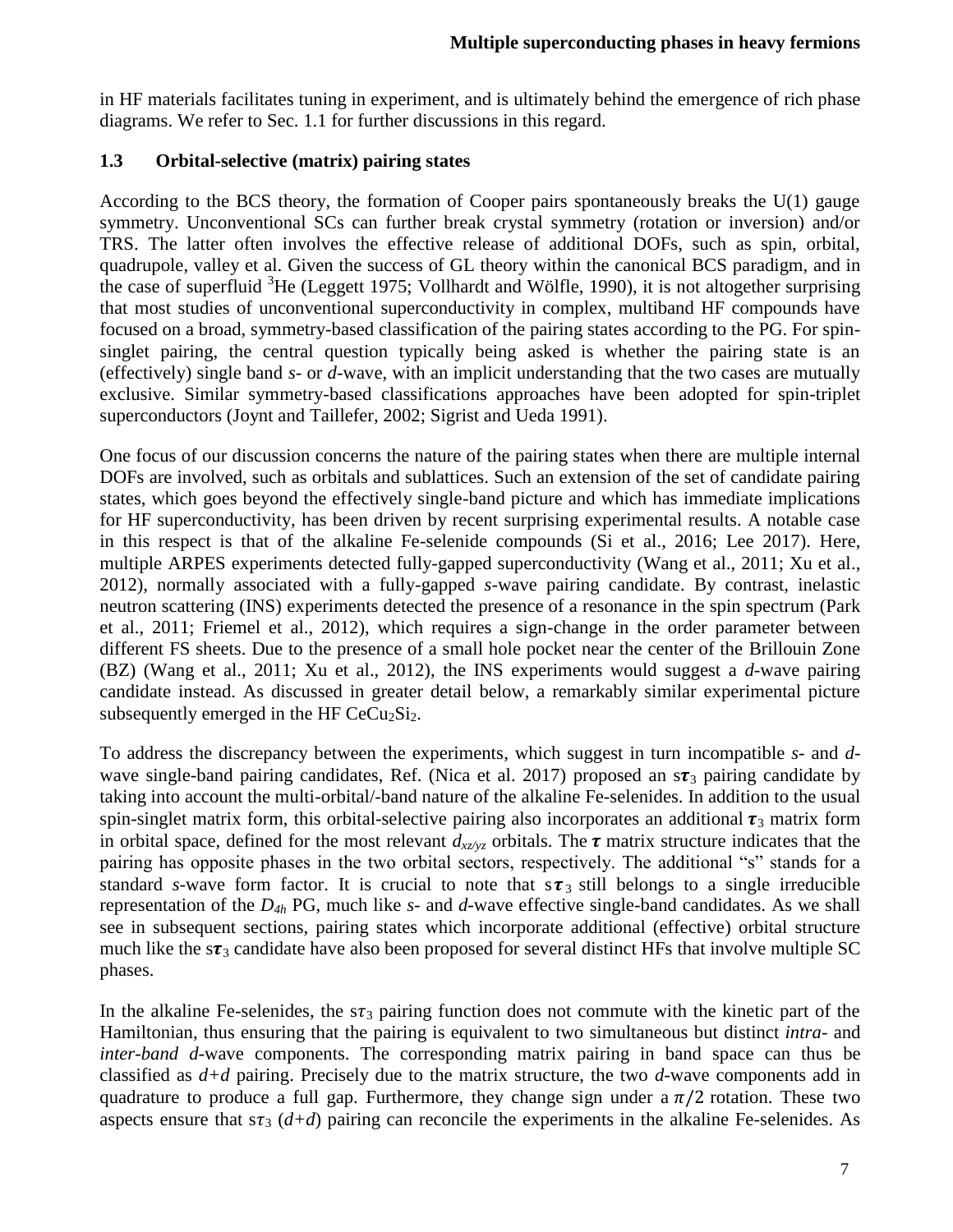in HF materials facilitates tuning in experiment, and is ultimately behind the emergence of rich phase diagrams. We refer to Sec. 1.1 for further discussions in this regard.

### 1.3 Orbital-selective (matrix) pairing states

According to the BCS theory, the formation of Cooper pairs spontaneously breaks the U(1) gauge symmetry. Unconventional SCs can further break crystal symmetry (rotation or inversion) and/or TRS. The latter often involves the effective release of additional DOFs, such as spin, orbital, quadrupole, valley et al. Given the success of GL theory within the canonical BCS paradigm, and in the case of superfluid $^3$He (Leggett 1975; Vollhardt and Wölfle, 1990), it is not altogether surprising that most studies of unconventional superconductivity in complex, multiband HF compounds have focused on a broad, symmetry-based classification of the pairing states according to the PG. For spin-singlet pairing, the central question typically being asked is whether the pairing state is an (effectively) single band *s*- or *d*-wave, with an implicit understanding that the two cases are mutually exclusive. Similar symmetry-based classifications approaches have been adopted for spin-triplet superconductors (Joynt and Taillefer, 2002; Sigrist and Ueda 1991).

One focus of our discussion concerns the nature of the pairing states when there are multiple internal DOFs are involved, such as orbitals and sublattices. Such an extension of the set of candidate pairing states, which goes beyond the effectively single-band picture and which has immediate implications for HF superconductivity, has been driven by recent surprising experimental results. A notable case in this respect is that of the alkaline Fe-selenide compounds (Si et al., 2016; Lee 2017). Here, multiple ARPES experiments detected fully-gapped superconductivity (Wang et al., 2011; Xu et al., 2012), normally associated with a fully-gapped *s*-wave pairing candidate. By contrast, inelastic neutron scattering (INS) experiments detected the presence of a resonance in the spin spectrum (Park et al., 2011; Friemel et al., 2012), which requires a sign-change in the order parameter between different FS sheets. Due to the presence of a small hole pocket near the center of the Brillouin Zone (BZ) (Wang et al., 2011; Xu et al., 2012), the INS experiments would suggest a *d*-wave pairing candidate instead. As discussed in greater detail below, a remarkably similar experimental picture subsequently emerged in the HF $CeCu_2Si_2$.

To address the discrepancy between the experiments, which suggest in turn incompatible *s*- and *d*-wave single-band pairing candidates, Ref. (Nica et al. 2017) proposed an s$\boldsymbol{\tau}_3$ pairing candidate by taking into account the multi-orbital/-band nature of the alkaline Fe-selenides. In addition to the usual spin-singlet matrix form, this orbital-selective pairing also incorporates an additional $\boldsymbol{\tau}_3$ matrix form in orbital space, defined for the most relevant $d_{xz/yz}$ orbitals. The $\boldsymbol{\tau}$ matrix structure indicates that the pairing has opposite phases in the two orbital sectors, respectively. The additional "s" stands for a standard *s*-wave form factor. It is crucial to note that s$\boldsymbol{\tau}_3$ still belongs to a single irreducible representation of the $D_{4h}$ PG, much like *s*- and *d*-wave effective single-band candidates. As we shall see in subsequent sections, pairing states which incorporate additional (effective) orbital structure much like the s$\boldsymbol{\tau}_3$ candidate have also been proposed for several distinct HFs that involve multiple SC phases.

In the alkaline Fe-selenides, the s$\tau_3$ pairing function does not commute with the kinetic part of the Hamiltonian, thus ensuring that the pairing is equivalent to two simultaneous but distinct *intra*- and *inter-band* *d*-wave components. The corresponding matrix pairing in band space can thus be classified as *d+d* pairing. Precisely due to the matrix structure, the two *d*-wave components add in quadrature to produce a full gap. Furthermore, they change sign under a $\pi/2$ rotation. These two aspects ensure that s$\tau_3$ (*d+d*) pairing can reconcile the experiments in the alkaline Fe-selenides. As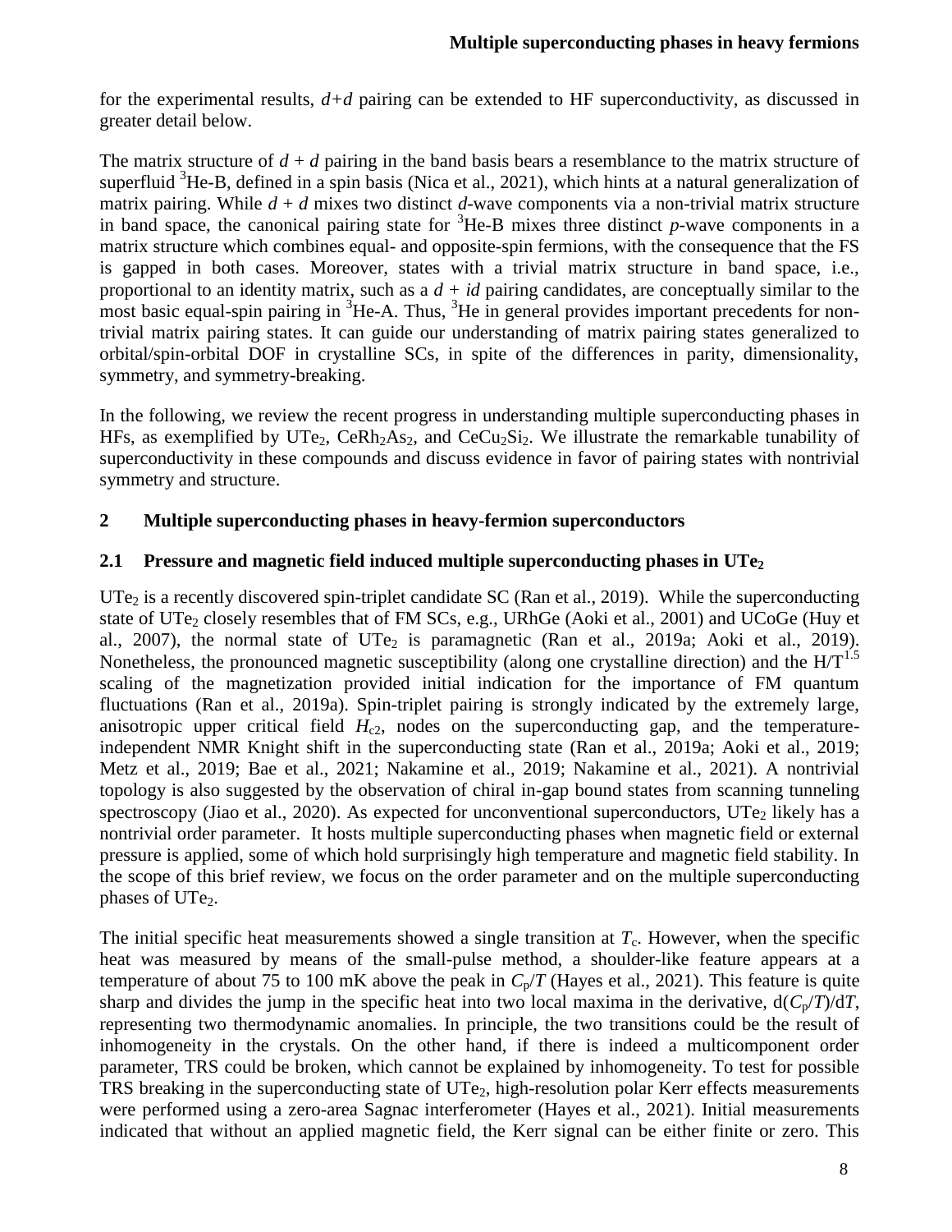for the experimental results, *d+d* pairing can be extended to HF superconductivity, as discussed in greater detail below.

The matrix structure of *d + d* pairing in the band basis bears a resemblance to the matrix structure of superfluid $^3$He-B, defined in a spin basis (Nica et al., 2021), which hints at a natural generalization of matrix pairing. While *d + d* mixes two distinct *d*-wave components via a non-trivial matrix structure in band space, the canonical pairing state for $^3$He-B mixes three distinct *p*-wave components in a matrix structure which combines equal- and opposite-spin fermions, with the consequence that the FS is gapped in both cases. Moreover, states with a trivial matrix structure in band space, i.e., proportional to an identity matrix, such as a *d + id* pairing candidates, are conceptually similar to the most basic equal-spin pairing in $^3$He-A. Thus, $^3$He in general provides important precedents for non-trivial matrix pairing states. It can guide our understanding of matrix pairing states generalized to orbital/spin-orbital DOF in crystalline SCs, in spite of the differences in parity, dimensionality, symmetry, and symmetry-breaking.

In the following, we review the recent progress in understanding multiple superconducting phases in HFs, as exemplified by $UTe_2$, $CeRh_2As_2$, and $CeCu_2Si_2$. We illustrate the remarkable tunability of superconductivity in these compounds and discuss evidence in favor of pairing states with nontrivial symmetry and structure.

## 2 Multiple superconducting phases in heavy-fermion superconductors

### 2.1 Pressure and magnetic field induced multiple superconducting phases in $UTe_2$

$UTe_2$ is a recently discovered spin-triplet candidate SC (Ran et al., 2019). While the superconducting state of $UTe_2$ closely resembles that of FM SCs, e.g., URhGe (Aoki et al., 2001) and UCoGe (Huy et al., 2007), the normal state of $UTe_2$ is paramagnetic (Ran et al., 2019a; Aoki et al., 2019). Nonetheless, the pronounced magnetic susceptibility (along one crystalline direction) and the $H/T^{1.5}$ scaling of the magnetization provided initial indication for the importance of FM quantum fluctuations (Ran et al., 2019a). Spin-triplet pairing is strongly indicated by the extremely large, anisotropic upper critical field $H_{c2}$, nodes on the superconducting gap, and the temperature-independent NMR Knight shift in the superconducting state (Ran et al., 2019a; Aoki et al., 2019; Metz et al., 2019; Bae et al., 2021; Nakamine et al., 2019; Nakamine et al., 2021). A nontrivial topology is also suggested by the observation of chiral in-gap bound states from scanning tunneling spectroscopy (Jiao et al., 2020). As expected for unconventional superconductors, $UTe_2$ likely has a nontrivial order parameter. It hosts multiple superconducting phases when magnetic field or external pressure is applied, some of which hold surprisingly high temperature and magnetic field stability. In the scope of this brief review, we focus on the order parameter and on the multiple superconducting phases of $UTe_2$.

The initial specific heat measurements showed a single transition at $T_c$. However, when the specific heat was measured by means of the small-pulse method, a shoulder-like feature appears at a temperature of about 75 to 100 mK above the peak in $C_p/T$ (Hayes et al., 2021). This feature is quite sharp and divides the jump in the specific heat into two local maxima in the derivative, $d(C_p/T)/dT$, representing two thermodynamic anomalies. In principle, the two transitions could be the result of inhomogeneity in the crystals. On the other hand, if there is indeed a multicomponent order parameter, TRS could be broken, which cannot be explained by inhomogeneity. To test for possible TRS breaking in the superconducting state of $UTe_2$, high-resolution polar Kerr effects measurements were performed using a zero-area Sagnac interferometer (Hayes et al., 2021). Initial measurements indicated that without an applied magnetic field, the Kerr signal can be either finite or zero. This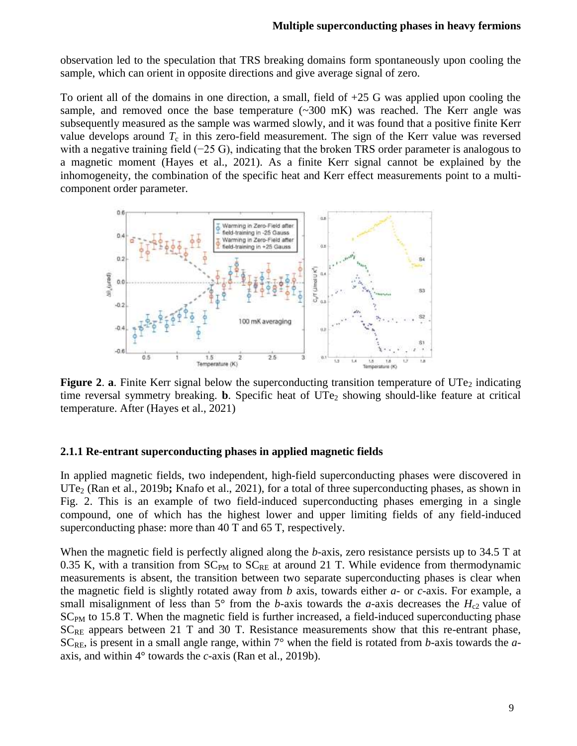observation led to the speculation that TRS breaking domains form spontaneously upon cooling the sample, which can orient in opposite directions and give average signal of zero.

To orient all of the domains in one direction, a small, field of +25 G was applied upon cooling the sample, and removed once the base temperature (~300 mK) was reached. The Kerr angle was subsequently measured as the sample was warmed slowly, and it was found that a positive finite Kerr value develops around $T_c$ in this zero-field measurement. The sign of the Kerr value was reversed with a negative training field (−25 G), indicating that the broken TRS order parameter is analogous to a magnetic moment (Hayes et al., 2021). As a finite Kerr signal cannot be explained by the inhomogeneity, the combination of the specific heat and Kerr effect measurements point to a multi-component order parameter.

**Figure 2**. **a**. Finite Kerr signal below the superconducting transition temperature of $UTe_2$ indicating time reversal symmetry breaking. **b**. Specific heat of $UTe_2$ showing should-like feature at critical temperature. After (Hayes et al., 2021)

### 2.1.1 Re-entrant superconducting phases in applied magnetic fields

In applied magnetic fields, two independent, high-field superconducting phases were discovered in $UTe_2$ (Ran et al., 2019b**;** Knafo et al., 2021), for a total of three superconducting phases, as shown in Fig. 2. This is an example of two field-induced superconducting phases emerging in a single compound, one of which has the highest lower and upper limiting fields of any field-induced superconducting phase: more than 40 T and 65 T, respectively.

When the magnetic field is perfectly aligned along the *b*-axis, zero resistance persists up to 34.5 T at 0.35 K, with a transition from $SC_{PM}$ to $SC_{RE}$ at around 21 T. While evidence from thermodynamic measurements is absent, the transition between two separate superconducting phases is clear when the magnetic field is slightly rotated away from *b* axis, towards either *a*- or *c*-axis. For example, a small misalignment of less than 5° from the *b*-axis towards the *a*-axis decreases the $H_{c2}$ value of $SC_{PM}$ to 15.8 T. When the magnetic field is further increased, a field-induced superconducting phase $SC_{RE}$ appears between 21 T and 30 T. Resistance measurements show that this re-entrant phase, $SC_{RE}$, is present in a small angle range, within 7° when the field is rotated from *b*-axis towards the *a*-axis, and within 4° towards the *c*-axis (Ran et al., 2019b).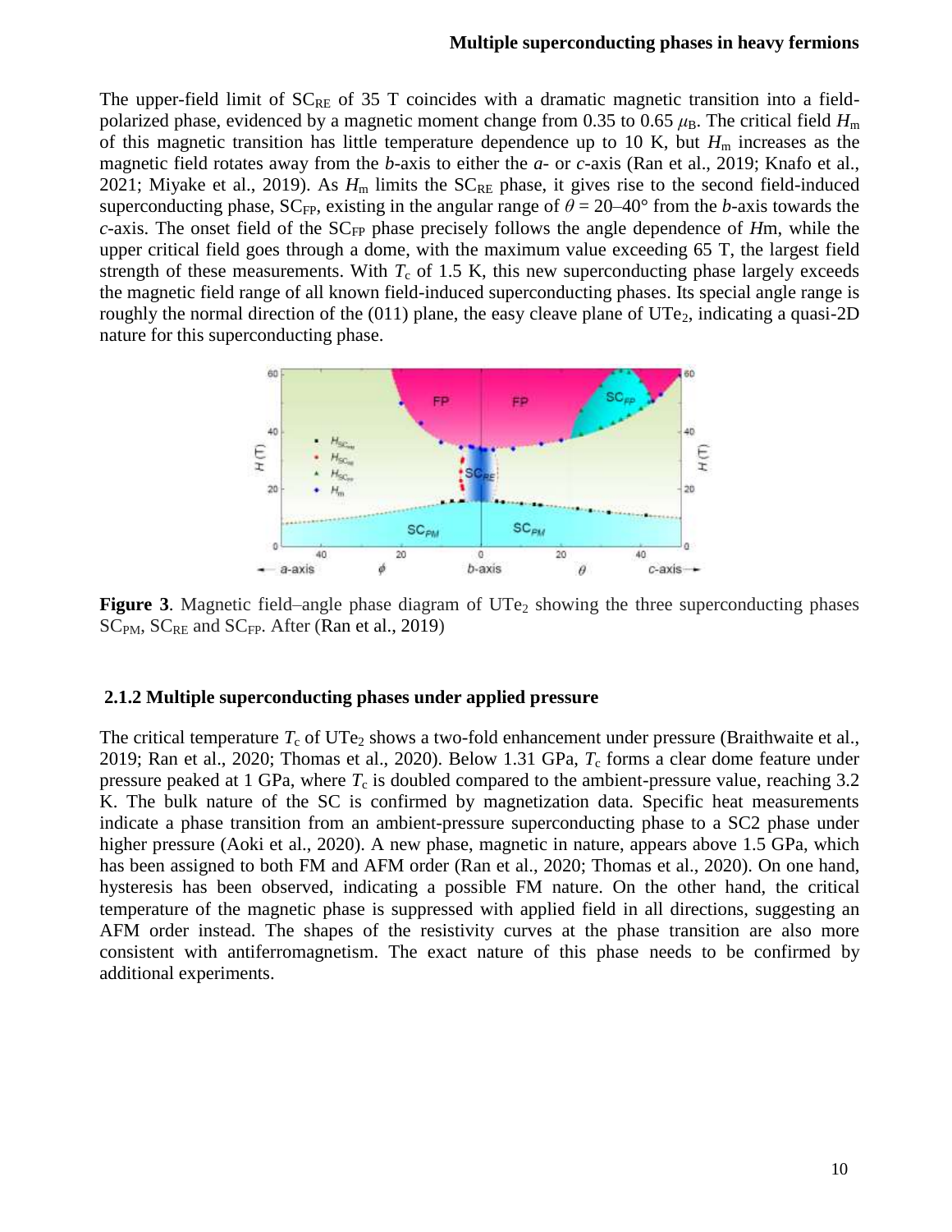The upper-field limit of $SC_{RE}$ of 35 T coincides with a dramatic magnetic transition into a field-polarized phase, evidenced by a magnetic moment change from 0.35 to 0.65 $\mu_B$. The critical field $H_m$ of this magnetic transition has little temperature dependence up to 10 K, but $H_m$ increases as the magnetic field rotates away from the *b*-axis to either the *a*- or *c*-axis (Ran et al., 2019; Knafo et al., 2021; Miyake et al., 2019). As $H_m$ limits the $SC_{RE}$ phase, it gives rise to the second field-induced superconducting phase, $SC_{FP}$, existing in the angular range of $\theta = 20$–$40°$ from the *b*-axis towards the *c*-axis. The onset field of the $SC_{FP}$ phase precisely follows the angle dependence of *H*m, while the upper critical field goes through a dome, with the maximum value exceeding 65 T, the largest field strength of these measurements. With $T_c$ of 1.5 K, this new superconducting phase largely exceeds the magnetic field range of all known field-induced superconducting phases. Its special angle range is roughly the normal direction of the (011) plane, the easy cleave plane of $UTe_2$, indicating a quasi-2D nature for this superconducting phase.

**Figure 3**. Magnetic field–angle phase diagram of $UTe_2$ showing the three superconducting phases $SC_{PM}$, $SC_{RE}$ and $SC_{FP}$. After (Ran et al., 2019)

### 2.1.2 Multiple superconducting phases under applied pressure

The critical temperature $T_c$ of $UTe_2$ shows a two-fold enhancement under pressure (Braithwaite et al., 2019; Ran et al., 2020; Thomas et al., 2020). Below 1.31 GPa, $T_c$ forms a clear dome feature under pressure peaked at 1 GPa, where $T_c$ is doubled compared to the ambient-pressure value, reaching 3.2 K. The bulk nature of the SC is confirmed by magnetization data. Specific heat measurements indicate a phase transition from an ambient-pressure superconducting phase to a SC2 phase under higher pressure (Aoki et al., 2020). A new phase, magnetic in nature, appears above 1.5 GPa, which has been assigned to both FM and AFM order (Ran et al., 2020; Thomas et al., 2020). On one hand, hysteresis has been observed, indicating a possible FM nature. On the other hand, the critical temperature of the magnetic phase is suppressed with applied field in all directions, suggesting an AFM order instead. The shapes of the resistivity curves at the phase transition are also more consistent with antiferromagnetism. The exact nature of this phase needs to be confirmed by additional experiments.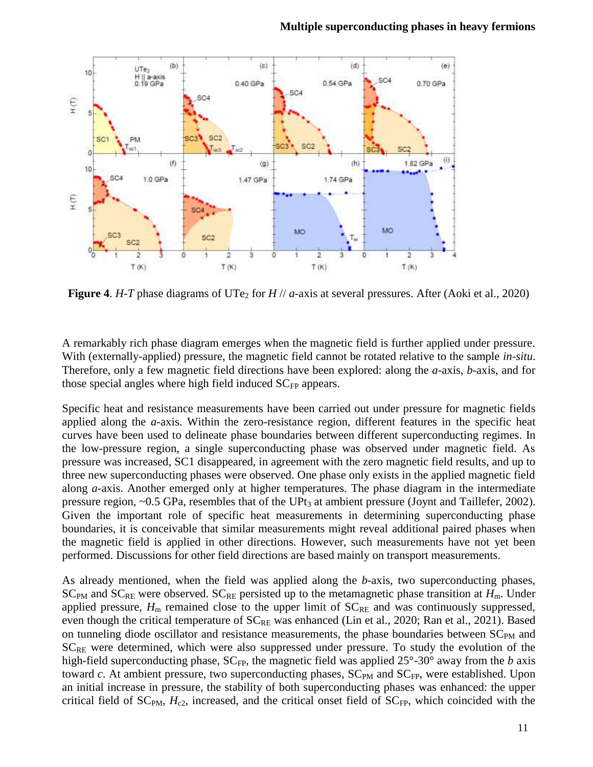**Figure 4**. *H*-*T* phase diagrams of $UTe_2$ for *H* // *a*-axis at several pressures. After (Aoki et al., 2020)

A remarkably rich phase diagram emerges when the magnetic field is further applied under pressure. With (externally-applied) pressure, the magnetic field cannot be rotated relative to the sample *in-situ*. Therefore, only a few magnetic field directions have been explored: along the *a*-axis, *b*-axis, and for those special angles where high field induced $SC_{FP}$ appears.

Specific heat and resistance measurements have been carried out under pressure for magnetic fields applied along the *a*-axis. Within the zero-resistance region, different features in the specific heat curves have been used to delineate phase boundaries between different superconducting regimes. In the low-pressure region, a single superconducting phase was observed under magnetic field. As pressure was increased, SC1 disappeared, in agreement with the zero magnetic field results, and up to three new superconducting phases were observed. One phase only exists in the applied magnetic field along *a*-axis. Another emerged only at higher temperatures. The phase diagram in the intermediate pressure region, ~0.5 GPa, resembles that of the $UPt_3$ at ambient pressure (Joynt and Taillefer, 2002). Given the important role of specific heat measurements in determining superconducting phase boundaries, it is conceivable that similar measurements might reveal additional paired phases when the magnetic field is applied in other directions. However, such measurements have not yet been performed. Discussions for other field directions are based mainly on transport measurements.

As already mentioned, when the field was applied along the *b*-axis, two superconducting phases, $SC_{PM}$ and $SC_{RE}$ were observed. $SC_{RE}$ persisted up to the metamagnetic phase transition at $H_m$. Under applied pressure, $H_m$ remained close to the upper limit of $SC_{RE}$ and was continuously suppressed, even though the critical temperature of $SC_{RE}$ was enhanced (Lin et al., 2020; Ran et al., 2021). Based on tunneling diode oscillator and resistance measurements, the phase boundaries between $SC_{PM}$ and $SC_{RE}$ were determined, which were also suppressed under pressure. To study the evolution of the high-field superconducting phase, $SC_{FP}$, the magnetic field was applied 25°-30° away from the *b* axis toward *c*. At ambient pressure, two superconducting phases, $SC_{PM}$ and $SC_{FP}$, were established. Upon an initial increase in pressure, the stability of both superconducting phases was enhanced: the upper critical field of $SC_{PM}$, $H_{c2}$, increased, and the critical onset field of $SC_{FP}$, which coincided with the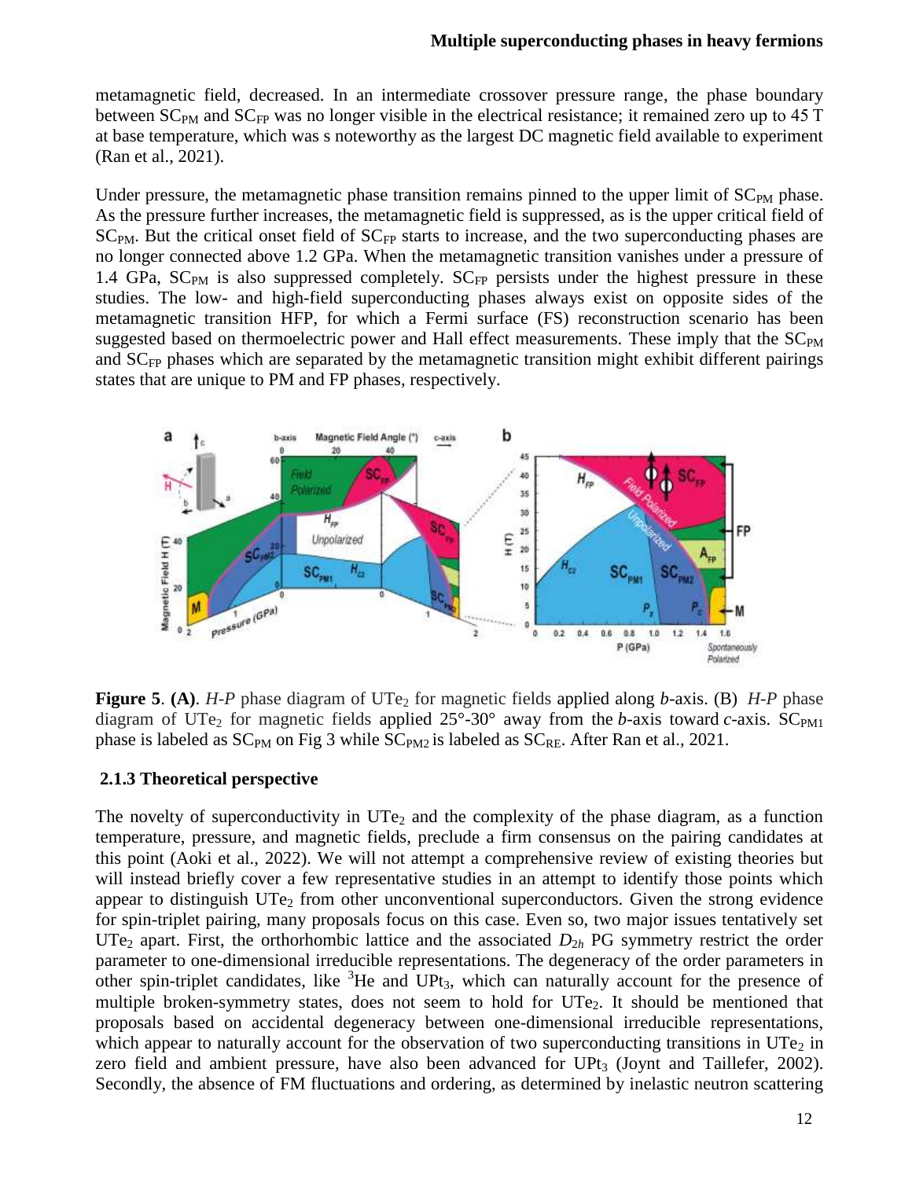metamagnetic field, decreased. In an intermediate crossover pressure range, the phase boundary between $SC_{PM}$ and $SC_{FP}$ was no longer visible in the electrical resistance; it remained zero up to 45 T at base temperature, which was s noteworthy as the largest DC magnetic field available to experiment (Ran et al., 2021).

Under pressure, the metamagnetic phase transition remains pinned to the upper limit of $SC_{PM}$ phase. As the pressure further increases, the metamagnetic field is suppressed, as is the upper critical field of $SC_{PM}$. But the critical onset field of $SC_{FP}$ starts to increase, and the two superconducting phases are no longer connected above 1.2 GPa. When the metamagnetic transition vanishes under a pressure of 1.4 GPa, $SC_{PM}$ is also suppressed completely. $SC_{FP}$ persists under the highest pressure in these studies. The low- and high-field superconducting phases always exist on opposite sides of the metamagnetic transition HFP, for which a Fermi surface (FS) reconstruction scenario has been suggested based on thermoelectric power and Hall effect measurements. These imply that the $SC_{PM}$ and $SC_{FP}$ phases which are separated by the metamagnetic transition might exhibit different pairings states that are unique to PM and FP phases, respectively.

**Figure 5**. **(A)**. *H-P* phase diagram of $UTe_2$ for magnetic fields applied along *b*-axis. (B) *H-P* phase diagram of $UTe_2$ for magnetic fields applied 25°-30° away from the *b*-axis toward *c*-axis. $SC_{PM1}$ phase is labeled as $SC_{PM}$ on Fig 3 while $SC_{PM2}$ is labeled as $SC_{RE}$. After Ran et al., 2021.

### 2.1.3 Theoretical perspective

The novelty of superconductivity in $UTe_2$ and the complexity of the phase diagram, as a function temperature, pressure, and magnetic fields, preclude a firm consensus on the pairing candidates at this point (Aoki et al., 2022). We will not attempt a comprehensive review of existing theories but will instead briefly cover a few representative studies in an attempt to identify those points which appear to distinguish $UTe_2$ from other unconventional superconductors. Given the strong evidence for spin-triplet pairing, many proposals focus on this case. Even so, two major issues tentatively set $UTe_2$ apart. First, the orthorhombic lattice and the associated $D_{2h}$ PG symmetry restrict the order parameter to one-dimensional irreducible representations. The degeneracy of the order parameters in other spin-triplet candidates, like $^3He$ and $UPt_3$, which can naturally account for the presence of multiple broken-symmetry states, does not seem to hold for $UTe_2$. It should be mentioned that proposals based on accidental degeneracy between one-dimensional irreducible representations, which appear to naturally account for the observation of two superconducting transitions in $UTe_2$ in zero field and ambient pressure, have also been advanced for $UPt_3$ (Joynt and Taillefer, 2002). Secondly, the absence of FM fluctuations and ordering, as determined by inelastic neutron scattering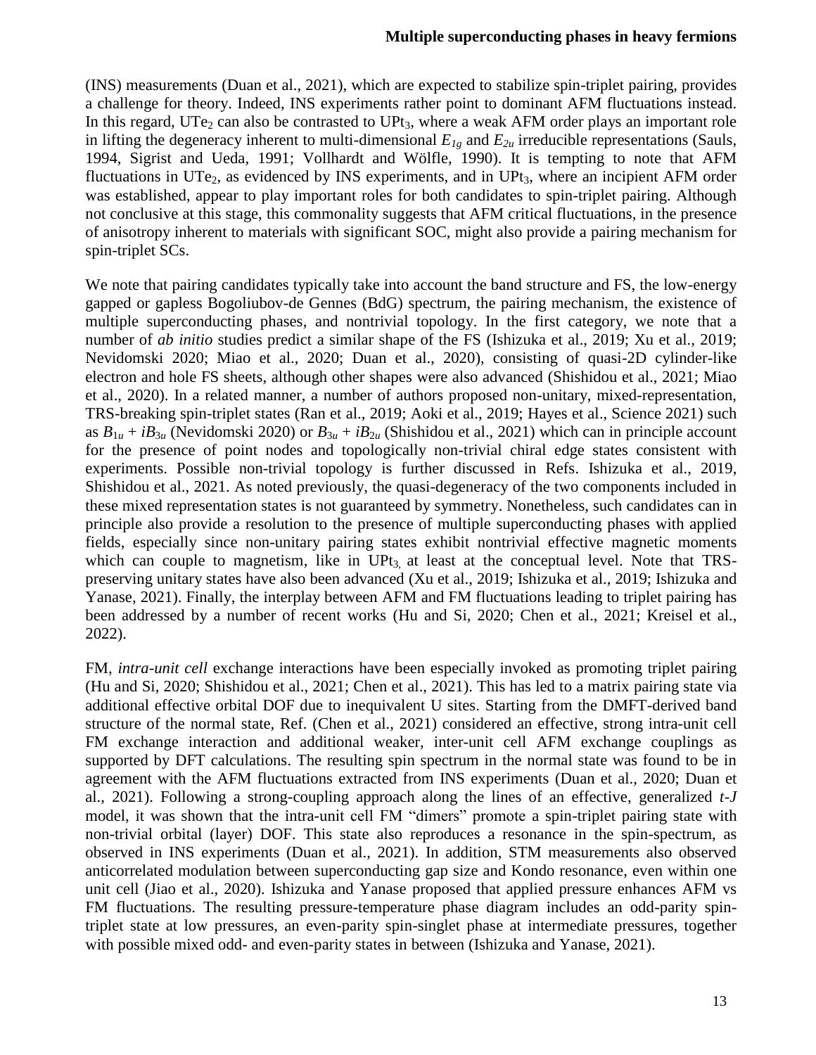(INS) measurements (Duan et al., 2021), which are expected to stabilize spin-triplet pairing, provides a challenge for theory. Indeed, INS experiments rather point to dominant AFM fluctuations instead. In this regard, $UTe_2$ can also be contrasted to $UPt_3$, where a weak AFM order plays an important role in lifting the degeneracy inherent to multi-dimensional $E_{1g}$ and $E_{2u}$ irreducible representations (Sauls, 1994, Sigrist and Ueda, 1991; Vollhardt and Wölfle, 1990). It is tempting to note that AFM fluctuations in $UTe_2$, as evidenced by INS experiments, and in $UPt_3$, where an incipient AFM order was established, appear to play important roles for both candidates to spin-triplet pairing. Although not conclusive at this stage, this commonality suggests that AFM critical fluctuations, in the presence of anisotropy inherent to materials with significant SOC, might also provide a pairing mechanism for spin-triplet SCs.

We note that pairing candidates typically take into account the band structure and FS, the low-energy gapped or gapless Bogoliubov-de Gennes (BdG) spectrum, the pairing mechanism, the existence of multiple superconducting phases, and nontrivial topology. In the first category, we note that a number of *ab initio* studies predict a similar shape of the FS (Ishizuka et al., 2019; Xu et al., 2019; Nevidomski 2020; Miao et al., 2020; Duan et al., 2020), consisting of quasi-2D cylinder-like electron and hole FS sheets, although other shapes were also advanced (Shishidou et al., 2021; Miao et al., 2020). In a related manner, a number of authors proposed non-unitary, mixed-representation, TRS-breaking spin-triplet states (Ran et al., 2019; Aoki et al., 2019; Hayes et al., Science 2021) such as $B_{1u} + iB_{3u}$ (Nevidomski 2020) or $B_{3u} + iB_{2u}$ (Shishidou et al., 2021) which can in principle account for the presence of point nodes and topologically non-trivial chiral edge states consistent with experiments. Possible non-trivial topology is further discussed in Refs. Ishizuka et al., 2019, Shishidou et al., 2021. As noted previously, the quasi-degeneracy of the two components included in these mixed representation states is not guaranteed by symmetry. Nonetheless, such candidates can in principle also provide a resolution to the presence of multiple superconducting phases with applied fields, especially since non-unitary pairing states exhibit nontrivial effective magnetic moments which can couple to magnetism, like in $UPt_3$, at least at the conceptual level. Note that TRS-preserving unitary states have also been advanced (Xu et al., 2019; Ishizuka et al., 2019; Ishizuka and Yanase, 2021). Finally, the interplay between AFM and FM fluctuations leading to triplet pairing has been addressed by a number of recent works (Hu and Si, 2020; Chen et al., 2021; Kreisel et al., 2022).

FM, *intra-unit cell* exchange interactions have been especially invoked as promoting triplet pairing (Hu and Si, 2020; Shishidou et al., 2021; Chen et al., 2021). This has led to a matrix pairing state via additional effective orbital DOF due to inequivalent U sites. Starting from the DMFT-derived band structure of the normal state, Ref. (Chen et al., 2021) considered an effective, strong intra-unit cell FM exchange interaction and additional weaker, inter-unit cell AFM exchange couplings as supported by DFT calculations. The resulting spin spectrum in the normal state was found to be in agreement with the AFM fluctuations extracted from INS experiments (Duan et al., 2020; Duan et al., 2021). Following a strong-coupling approach along the lines of an effective, generalized *t-J* model, it was shown that the intra-unit cell FM "dimers" promote a spin-triplet pairing state with non-trivial orbital (layer) DOF. This state also reproduces a resonance in the spin-spectrum, as observed in INS experiments (Duan et al., 2021). In addition, STM measurements also observed anticorrelated modulation between superconducting gap size and Kondo resonance, even within one unit cell (Jiao et al., 2020). Ishizuka and Yanase proposed that applied pressure enhances AFM vs FM fluctuations. The resulting pressure-temperature phase diagram includes an odd-parity spin-triplet state at low pressures, an even-parity spin-singlet phase at intermediate pressures, together with possible mixed odd- and even-parity states in between (Ishizuka and Yanase, 2021).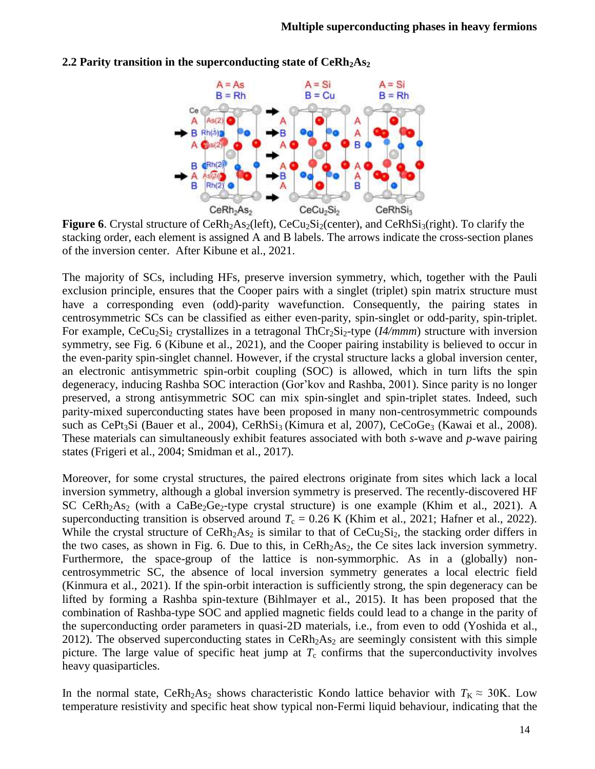### 2.2 Parity transition in the superconducting state of $CeRh_2As_2$

**Figure 6**. Crystal structure of $CeRh_2As_2$(left), $CeCu_2Si_2$(center), and $CeRhSi_3$(right). To clarify the stacking order, each element is assigned A and B labels. The arrows indicate the cross-section planes of the inversion center. After Kibune et al., 2021.

The majority of SCs, including HFs, preserve inversion symmetry, which, together with the Pauli exclusion principle, ensures that the Cooper pairs with a singlet (triplet) spin matrix structure must have a corresponding even (odd)-parity wavefunction. Consequently, the pairing states in centrosymmetric SCs can be classified as either even-parity, spin-singlet or odd-parity, spin-triplet. For example, $CeCu_2Si_2$ crystallizes in a tetragonal $ThCr_2Si_2$-type (*I4/mmm*) structure with inversion symmetry, see Fig. 6 (Kibune et al., 2021), and the Cooper pairing instability is believed to occur in the even-parity spin-singlet channel. However, if the crystal structure lacks a global inversion center, an electronic antisymmetric spin-orbit coupling (SOC) is allowed, which in turn lifts the spin degeneracy, inducing Rashba SOC interaction (Gor'kov and Rashba, 2001). Since parity is no longer preserved, a strong antisymmetric SOC can mix spin-singlet and spin-triplet states. Indeed, such parity-mixed superconducting states have been proposed in many non-centrosymmetric compounds such as $CePt_3Si$ (Bauer et al., 2004), $CeRhSi_3$ (Kimura et al, 2007), $CeCoGe_3$ (Kawai et al., 2008). These materials can simultaneously exhibit features associated with both *s*-wave and *p*-wave pairing states (Frigeri et al., 2004; Smidman et al., 2017).

Moreover, for some crystal structures, the paired electrons originate from sites which lack a local inversion symmetry, although a global inversion symmetry is preserved. The recently-discovered HF SC $CeRh_2As_2$ (with a $CaBe_2Ge_2$-type crystal structure) is one example (Khim et al., 2021). A superconducting transition is observed around $T_c = 0.26$ K (Khim et al., 2021; Hafner et al., 2022). While the crystal structure of $CeRh_2As_2$ is similar to that of $CeCu_2Si_2$, the stacking order differs in the two cases, as shown in Fig. 6. Due to this, in $CeRh_2As_2$, the Ce sites lack inversion symmetry. Furthermore, the space-group of the lattice is non-symmorphic. As in a (globally) non-centrosymmetric SC, the absence of local inversion symmetry generates a local electric field (Kinmura et al., 2021). If the spin-orbit interaction is sufficiently strong, the spin degeneracy can be lifted by forming a Rashba spin-texture (Bihlmayer et al., 2015). It has been proposed that the combination of Rashba-type SOC and applied magnetic fields could lead to a change in the parity of the superconducting order parameters in quasi-2D materials, i.e., from even to odd (Yoshida et al., 2012). The observed superconducting states in $CeRh_2As_2$ are seemingly consistent with this simple picture. The large value of specific heat jump at $T_c$ confirms that the superconductivity involves heavy quasiparticles.

In the normal state, $CeRh_2As_2$ shows characteristic Kondo lattice behavior with $T_K \approx 30$K. Low temperature resistivity and specific heat show typical non-Fermi liquid behaviour, indicating that the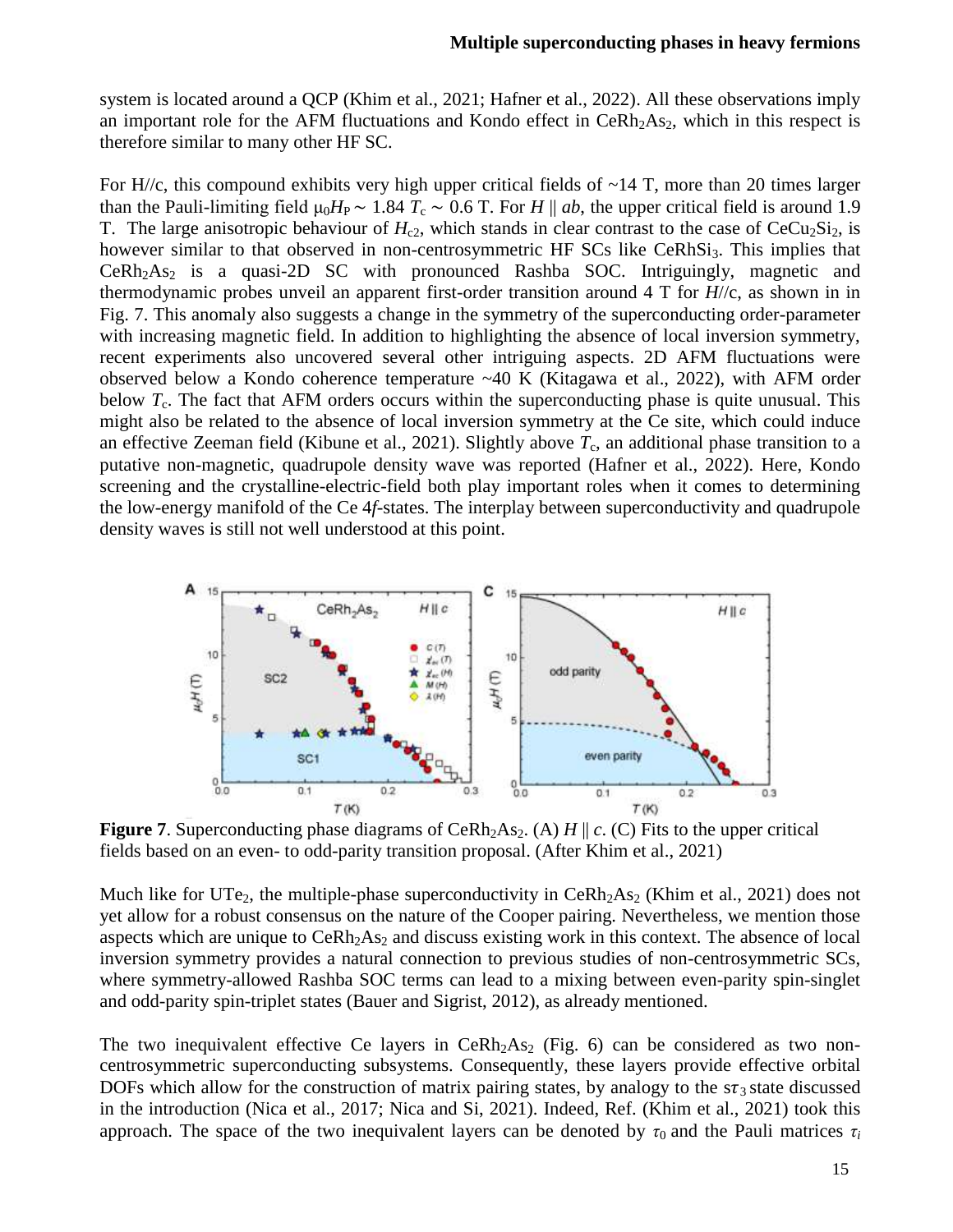system is located around a QCP (Khim et al., 2021; Hafner et al., 2022). All these observations imply an important role for the AFM fluctuations and Kondo effect in $CeRh_2As_2$, which in this respect is therefore similar to many other HF SC.

For H//c, this compound exhibits very high upper critical fields of ~14 T, more than 20 times larger than the Pauli-limiting field $\mu_0 H_P \sim 1.84\ T_c \sim 0.6$ T. For $H \parallel ab$, the upper critical field is around 1.9 T. The large anisotropic behaviour of $H_{c2}$, which stands in clear contrast to the case of $CeCu_2Si_2$, is however similar to that observed in non-centrosymmetric HF SCs like $CeRhSi_3$. This implies that $CeRh_2As_2$ is a quasi-2D SC with pronounced Rashba SOC. Intriguingly, magnetic and thermodynamic probes unveil an apparent first-order transition around 4 T for $H$//c, as shown in in Fig. 7. This anomaly also suggests a change in the symmetry of the superconducting order-parameter with increasing magnetic field. In addition to highlighting the absence of local inversion symmetry, recent experiments also uncovered several other intriguing aspects. 2D AFM fluctuations were observed below a Kondo coherence temperature ~40 K (Kitagawa et al., 2022), with AFM order below $T_c$. The fact that AFM orders occurs within the superconducting phase is quite unusual. This might also be related to the absence of local inversion symmetry at the Ce site, which could induce an effective Zeeman field (Kibune et al., 2021). Slightly above $T_c$, an additional phase transition to a putative non-magnetic, quadrupole density wave was reported (Hafner et al., 2022). Here, Kondo screening and the crystalline-electric-field both play important roles when it comes to determining the low-energy manifold of the Ce 4*f*-states. The interplay between superconductivity and quadrupole density waves is still not well understood at this point.

**Figure 7**. Superconducting phase diagrams of $CeRh_2As_2$. (A) $H \parallel c$. (C) Fits to the upper critical fields based on an even- to odd-parity transition proposal. (After Khim et al., 2021)

Much like for $UTe_2$, the multiple-phase superconductivity in $CeRh_2As_2$ (Khim et al., 2021) does not yet allow for a robust consensus on the nature of the Cooper pairing. Nevertheless, we mention those aspects which are unique to $CeRh_2As_2$ and discuss existing work in this context. The absence of local inversion symmetry provides a natural connection to previous studies of non-centrosymmetric SCs, where symmetry-allowed Rashba SOC terms can lead to a mixing between even-parity spin-singlet and odd-parity spin-triplet states (Bauer and Sigrist, 2012), as already mentioned.

The two inequivalent effective Ce layers in $CeRh_2As_2$ (Fig. 6) can be considered as two non-centrosymmetric superconducting subsystems. Consequently, these layers provide effective orbital DOFs which allow for the construction of matrix pairing states, by analogy to the $s\tau_3$ state discussed in the introduction (Nica et al., 2017; Nica and Si, 2021). Indeed, Ref. (Khim et al., 2021) took this approach. The space of the two inequivalent layers can be denoted by $\tau_0$ and the Pauli matrices $\tau_i$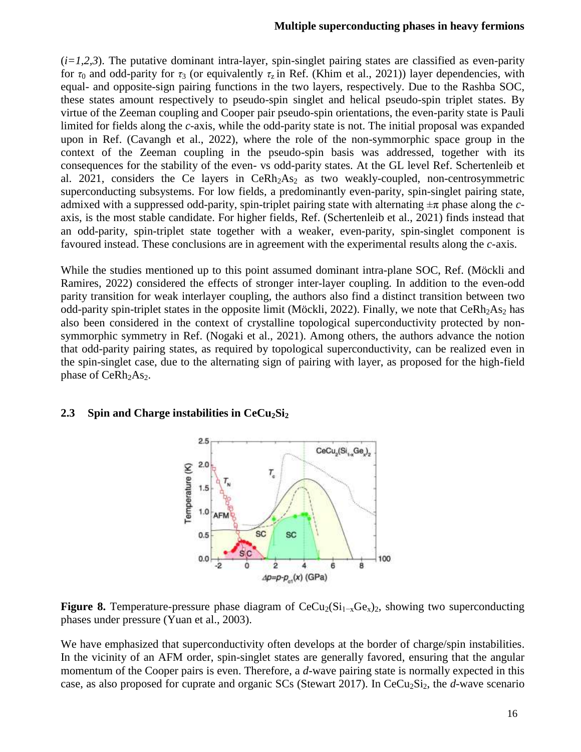($i=1,2,3$). The putative dominant intra-layer, spin-singlet pairing states are classified as even-parity for $\tau_0$ and odd-parity for $\tau_3$ (or equivalently $\tau_z$ in Ref. (Khim et al., 2021)) layer dependencies, with equal- and opposite-sign pairing functions in the two layers, respectively. Due to the Rashba SOC, these states amount respectively to pseudo-spin singlet and helical pseudo-spin triplet states. By virtue of the Zeeman coupling and Cooper pair pseudo-spin orientations, the even-parity state is Pauli limited for fields along the *c*-axis, while the odd-parity state is not. The initial proposal was expanded upon in Ref. (Cavangh et al., 2022), where the role of the non-symmorphic space group in the context of the Zeeman coupling in the pseudo-spin basis was addressed, together with its consequences for the stability of the even- vs odd-parity states. At the GL level Ref. Schertenleib et al. 2021, considers the Ce layers in $CeRh_2As_2$ as two weakly-coupled, non-centrosymmetric superconducting subsystems. For low fields, a predominantly even-parity, spin-singlet pairing state, admixed with a suppressed odd-parity, spin-triplet pairing state with alternating $\pm\pi$ phase along the *c*-axis, is the most stable candidate. For higher fields, Ref. (Schertenleib et al., 2021) finds instead that an odd-parity, spin-triplet state together with a weaker, even-parity, spin-singlet component is favoured instead. These conclusions are in agreement with the experimental results along the *c*-axis.

While the studies mentioned up to this point assumed dominant intra-plane SOC, Ref. (Möckli and Ramires, 2022) considered the effects of stronger inter-layer coupling. In addition to the even-odd parity transition for weak interlayer coupling, the authors also find a distinct transition between two odd-parity spin-triplet states in the opposite limit (Möckli, 2022). Finally, we note that $CeRh_2As_2$ has also been considered in the context of crystalline topological superconductivity protected by non-symmorphic symmetry in Ref. (Nogaki et al., 2021). Among others, the authors advance the notion that odd-parity pairing states, as required by topological superconductivity, can be realized even in the spin-singlet case, due to the alternating sign of pairing with layer, as proposed for the high-field phase of $CeRh_2As_2$.

### 2.3 Spin and Charge instabilities in $CeCu_2Si_2$

**Figure 8.** Temperature-pressure phase diagram of $CeCu_2(Si_{1-x}Ge_x)_2$, showing two superconducting phases under pressure (Yuan et al., 2003).

We have emphasized that superconductivity often develops at the border of charge/spin instabilities. In the vicinity of an AFM order, spin-singlet states are generally favored, ensuring that the angular momentum of the Cooper pairs is even. Therefore, a *d*-wave pairing state is normally expected in this case, as also proposed for cuprate and organic SCs (Stewart 2017). In $CeCu_2Si_2$, the *d*-wave scenario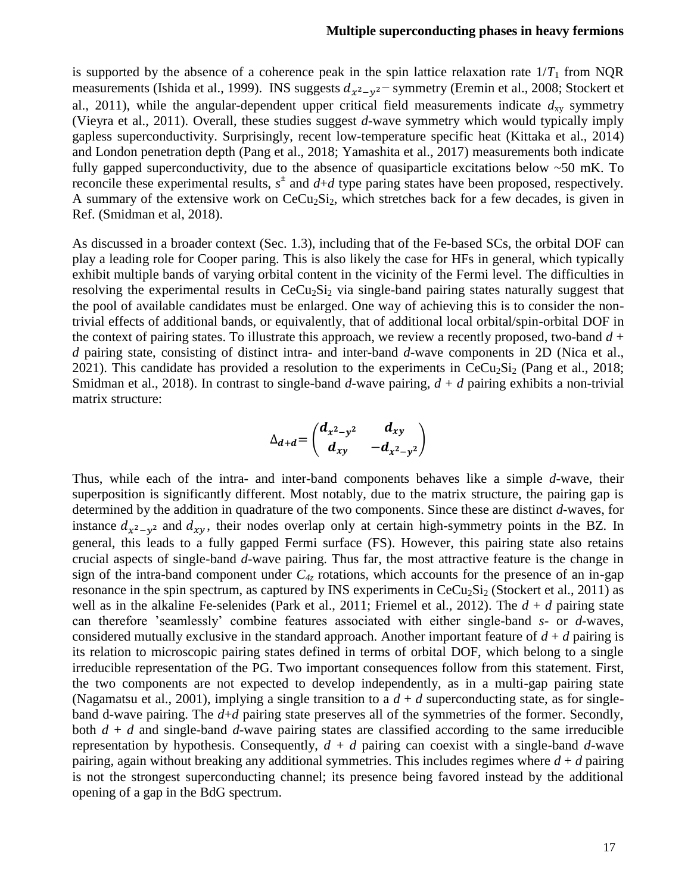is supported by the absence of a coherence peak in the spin lattice relaxation rate $1/T_1$ from NQR measurements (Ishida et al., 1999). INS suggests $d_{x^2-y^2}-$ symmetry (Eremin et al., 2008; Stockert et al., 2011), while the angular-dependent upper critical field measurements indicate $d_{xy}$ symmetry (Vieyra et al., 2011). Overall, these studies suggest *d*-wave symmetry which would typically imply gapless superconductivity. Surprisingly, recent low-temperature specific heat (Kittaka et al., 2014) and London penetration depth (Pang et al., 2018; Yamashita et al., 2017) measurements both indicate fully gapped superconductivity, due to the absence of quasiparticle excitations below ~50 mK. To reconcile these experimental results, $s^{\pm}$ and *d*+*d* type paring states have been proposed, respectively. A summary of the extensive work on $CeCu_2Si_2$, which stretches back for a few decades, is given in Ref. (Smidman et al, 2018).

As discussed in a broader context (Sec. 1.3), including that of the Fe-based SCs, the orbital DOF can play a leading role for Cooper paring. This is also likely the case for HFs in general, which typically exhibit multiple bands of varying orbital content in the vicinity of the Fermi level. The difficulties in resolving the experimental results in $CeCu_2Si_2$ via single-band pairing states naturally suggest that the pool of available candidates must be enlarged. One way of achieving this is to consider the non-trivial effects of additional bands, or equivalently, that of additional local orbital/spin-orbital DOF in the context of pairing states. To illustrate this approach, we review a recently proposed, two-band *d* + *d* pairing state, consisting of distinct intra- and inter-band *d*-wave components in 2D (Nica et al., 2021). This candidate has provided a resolution to the experiments in $CeCu_2Si_2$ (Pang et al., 2018; Smidman et al., 2018). In contrast to single-band *d*-wave pairing, *d* + *d* pairing exhibits a non-trivial matrix structure:

$$\Delta_{d+d} = \begin{pmatrix} d_{x^2-y^2} & d_{xy} \\ d_{xy} & -d_{x^2-y^2} \end{pmatrix}$$

Thus, while each of the intra- and inter-band components behaves like a simple *d*-wave, their superposition is significantly different. Most notably, due to the matrix structure, the pairing gap is determined by the addition in quadrature of the two components. Since these are distinct *d*-waves, for instance $d_{x^2-y^2}$ and $d_{xy}$, their nodes overlap only at certain high-symmetry points in the BZ. In general, this leads to a fully gapped Fermi surface (FS). However, this pairing state also retains crucial aspects of single-band *d*-wave pairing. Thus far, the most attractive feature is the change in sign of the intra-band component under $C_{4z}$ rotations, which accounts for the presence of an in-gap resonance in the spin spectrum, as captured by INS experiments in $CeCu_2Si_2$ (Stockert et al., 2011) as well as in the alkaline Fe-selenides (Park et al., 2011; Friemel et al., 2012). The *d* + *d* pairing state can therefore 'seamlessly' combine features associated with either single-band *s*- or *d*-waves, considered mutually exclusive in the standard approach. Another important feature of *d* + *d* pairing is its relation to microscopic pairing states defined in terms of orbital DOF, which belong to a single irreducible representation of the PG. Two important consequences follow from this statement. First, the two components are not expected to develop independently, as in a multi-gap pairing state (Nagamatsu et al., 2001), implying a single transition to a *d* + *d* superconducting state, as for single-band d-wave pairing. The *d*+*d* pairing state preserves all of the symmetries of the former. Secondly, both *d* + *d* and single-band *d*-wave pairing states are classified according to the same irreducible representation by hypothesis. Consequently, *d* + *d* pairing can coexist with a single-band *d*-wave pairing, again without breaking any additional symmetries. This includes regimes where *d* + *d* pairing is not the strongest superconducting channel; its presence being favored instead by the additional opening of a gap in the BdG spectrum.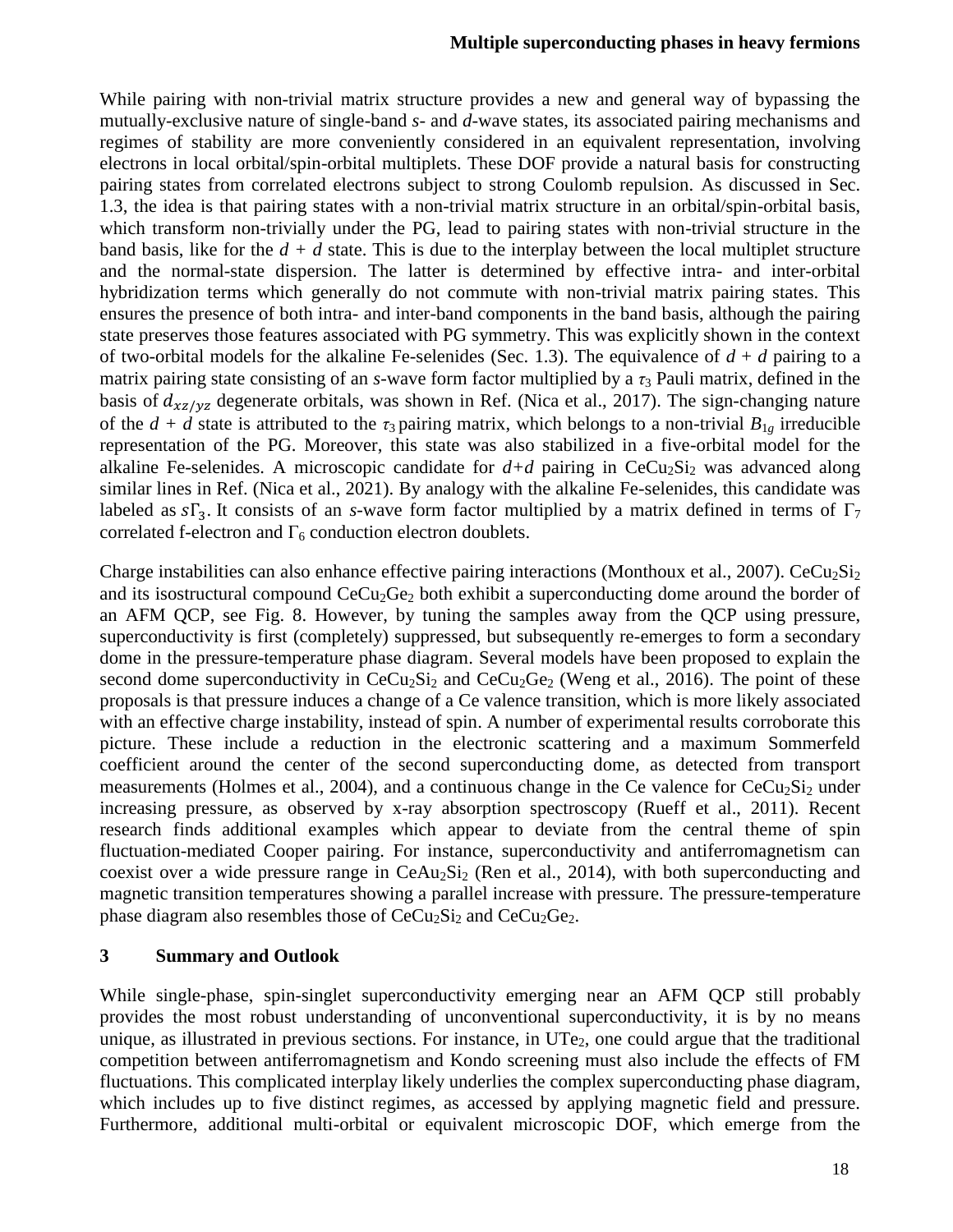While pairing with non-trivial matrix structure provides a new and general way of bypassing the mutually-exclusive nature of single-band *s*- and *d*-wave states, its associated pairing mechanisms and regimes of stability are more conveniently considered in an equivalent representation, involving electrons in local orbital/spin-orbital multiplets. These DOF provide a natural basis for constructing pairing states from correlated electrons subject to strong Coulomb repulsion. As discussed in Sec. 1.3, the idea is that pairing states with a non-trivial matrix structure in an orbital/spin-orbital basis, which transform non-trivially under the PG, lead to pairing states with non-trivial structure in the band basis, like for the *d* + *d* state. This is due to the interplay between the local multiplet structure and the normal-state dispersion. The latter is determined by effective intra- and inter-orbital hybridization terms which generally do not commute with non-trivial matrix pairing states. This ensures the presence of both intra- and inter-band components in the band basis, although the pairing state preserves those features associated with PG symmetry. This was explicitly shown in the context of two-orbital models for the alkaline Fe-selenides (Sec. 1.3). The equivalence of *d* + *d* pairing to a matrix pairing state consisting of an *s*-wave form factor multiplied by a $\tau_3$ Pauli matrix, defined in the basis of $d_{xz/yz}$ degenerate orbitals, was shown in Ref. (Nica et al., 2017). The sign-changing nature of the *d* + *d* state is attributed to the $\tau_3$ pairing matrix, which belongs to a non-trivial $B_{1g}$ irreducible representation of the PG. Moreover, this state was also stabilized in a five-orbital model for the alkaline Fe-selenides. A microscopic candidate for *d*+*d* pairing in $CeCu_2Si_2$ was advanced along similar lines in Ref. (Nica et al., 2021). By analogy with the alkaline Fe-selenides, this candidate was labeled as $s\Gamma_3$. It consists of an *s*-wave form factor multiplied by a matrix defined in terms of $\Gamma_7$ correlated f-electron and $\Gamma_6$ conduction electron doublets.

Charge instabilities can also enhance effective pairing interactions (Monthoux et al., 2007). $CeCu_2Si_2$ and its isostructural compound $CeCu_2Ge_2$ both exhibit a superconducting dome around the border of an AFM QCP, see Fig. 8. However, by tuning the samples away from the QCP using pressure, superconductivity is first (completely) suppressed, but subsequently re-emerges to form a secondary dome in the pressure-temperature phase diagram. Several models have been proposed to explain the second dome superconductivity in $CeCu_2Si_2$ and $CeCu_2Ge_2$ (Weng et al., 2016). The point of these proposals is that pressure induces a change of a Ce valence transition, which is more likely associated with an effective charge instability, instead of spin. A number of experimental results corroborate this picture. These include a reduction in the electronic scattering and a maximum Sommerfeld coefficient around the center of the second superconducting dome, as detected from transport measurements (Holmes et al., 2004), and a continuous change in the Ce valence for $CeCu_2Si_2$ under increasing pressure, as observed by x-ray absorption spectroscopy (Rueff et al., 2011). Recent research finds additional examples which appear to deviate from the central theme of spin fluctuation-mediated Cooper pairing. For instance, superconductivity and antiferromagnetism can coexist over a wide pressure range in $CeAu_2Si_2$ (Ren et al., 2014), with both superconducting and magnetic transition temperatures showing a parallel increase with pressure. The pressure-temperature phase diagram also resembles those of $CeCu_2Si_2$ and $CeCu_2Ge_2$.

## 3 Summary and Outlook

While single-phase, spin-singlet superconductivity emerging near an AFM QCP still probably provides the most robust understanding of unconventional superconductivity, it is by no means unique, as illustrated in previous sections. For instance, in $UTe_2$, one could argue that the traditional competition between antiferromagnetism and Kondo screening must also include the effects of FM fluctuations. This complicated interplay likely underlies the complex superconducting phase diagram, which includes up to five distinct regimes, as accessed by applying magnetic field and pressure. Furthermore, additional multi-orbital or equivalent microscopic DOF, which emerge from the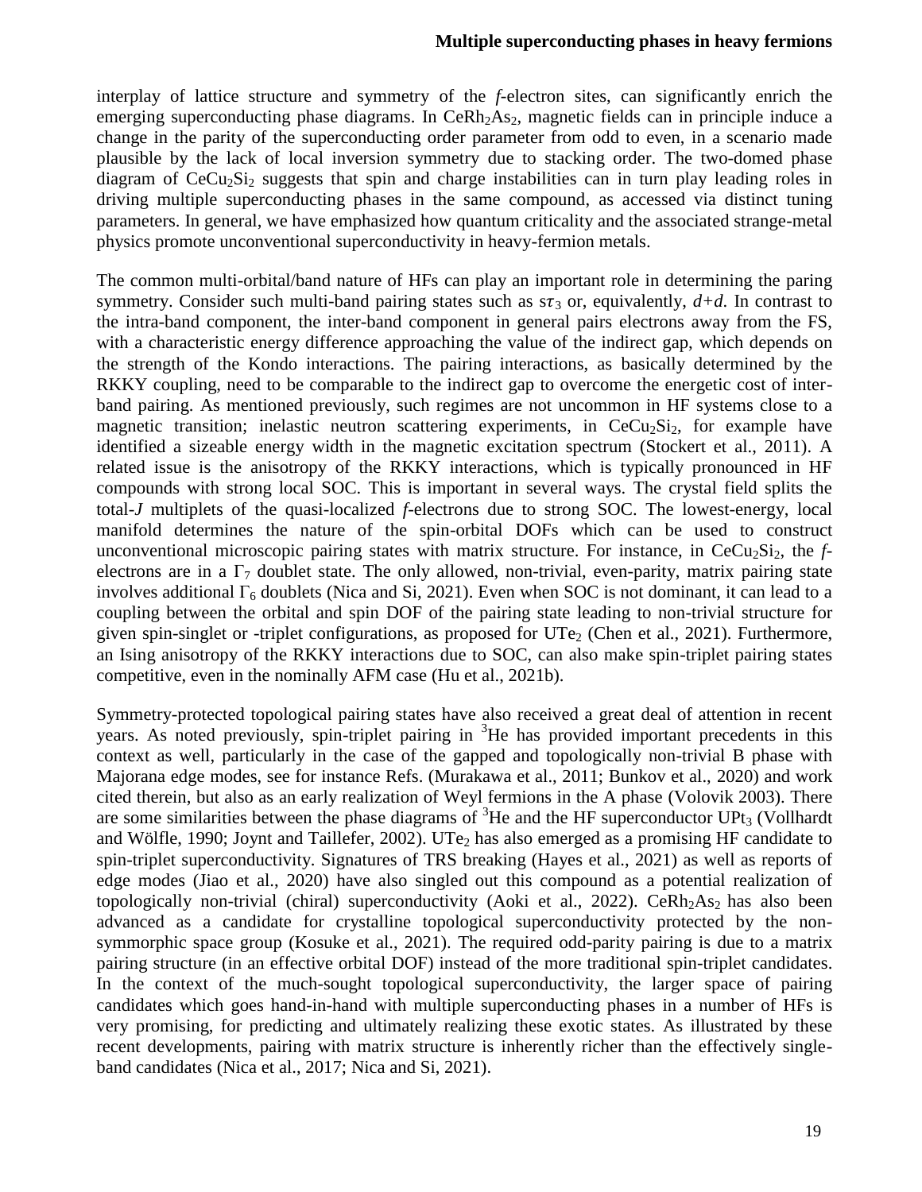interplay of lattice structure and symmetry of the *f*-electron sites, can significantly enrich the emerging superconducting phase diagrams. In $CeRh_2As_2$, magnetic fields can in principle induce a change in the parity of the superconducting order parameter from odd to even, in a scenario made plausible by the lack of local inversion symmetry due to stacking order. The two-domed phase diagram of $CeCu_2Si_2$ suggests that spin and charge instabilities can in turn play leading roles in driving multiple superconducting phases in the same compound, as accessed via distinct tuning parameters. In general, we have emphasized how quantum criticality and the associated strange-metal physics promote unconventional superconductivity in heavy-fermion metals.

The common multi-orbital/band nature of HFs can play an important role in determining the paring symmetry. Consider such multi-band pairing states such as $s\tau_3$ or, equivalently, $d+d$. In contrast to the intra-band component, the inter-band component in general pairs electrons away from the FS, with a characteristic energy difference approaching the value of the indirect gap, which depends on the strength of the Kondo interactions. The pairing interactions, as basically determined by the RKKY coupling, need to be comparable to the indirect gap to overcome the energetic cost of inter-band pairing. As mentioned previously, such regimes are not uncommon in HF systems close to a magnetic transition; inelastic neutron scattering experiments, in $CeCu_2Si_2$, for example have identified a sizeable energy width in the magnetic excitation spectrum (Stockert et al., 2011). A related issue is the anisotropy of the RKKY interactions, which is typically pronounced in HF compounds with strong local SOC. This is important in several ways. The crystal field splits the total-*J* multiplets of the quasi-localized *f*-electrons due to strong SOC. The lowest-energy, local manifold determines the nature of the spin-orbital DOFs which can be used to construct unconventional microscopic pairing states with matrix structure. For instance, in $CeCu_2Si_2$, the *f*-electrons are in a $\Gamma_7$ doublet state. The only allowed, non-trivial, even-parity, matrix pairing state involves additional $\Gamma_6$ doublets (Nica and Si, 2021). Even when SOC is not dominant, it can lead to a coupling between the orbital and spin DOF of the pairing state leading to non-trivial structure for given spin-singlet or -triplet configurations, as proposed for $UTe_2$ (Chen et al., 2021). Furthermore, an Ising anisotropy of the RKKY interactions due to SOC, can also make spin-triplet pairing states competitive, even in the nominally AFM case (Hu et al., 2021b).

Symmetry-protected topological pairing states have also received a great deal of attention in recent years. As noted previously, spin-triplet pairing in $^3$He has provided important precedents in this context as well, particularly in the case of the gapped and topologically non-trivial B phase with Majorana edge modes, see for instance Refs. (Murakawa et al., 2011; Bunkov et al., 2020) and work cited therein, but also as an early realization of Weyl fermions in the A phase (Volovik 2003). There are some similarities between the phase diagrams of $^3$He and the HF superconductor $UPt_3$ (Vollhardt and Wölfle, 1990; Joynt and Taillefer, 2002). $UTe_2$ has also emerged as a promising HF candidate to spin-triplet superconductivity. Signatures of TRS breaking (Hayes et al., 2021) as well as reports of edge modes (Jiao et al., 2020) have also singled out this compound as a potential realization of topologically non-trivial (chiral) superconductivity (Aoki et al., 2022). $CeRh_2As_2$ has also been advanced as a candidate for crystalline topological superconductivity protected by the non-symmorphic space group (Kosuke et al., 2021). The required odd-parity pairing is due to a matrix pairing structure (in an effective orbital DOF) instead of the more traditional spin-triplet candidates. In the context of the much-sought topological superconductivity, the larger space of pairing candidates which goes hand-in-hand with multiple superconducting phases in a number of HFs is very promising, for predicting and ultimately realizing these exotic states. As illustrated by these recent developments, pairing with matrix structure is inherently richer than the effectively single-band candidates (Nica et al., 2017; Nica and Si, 2021).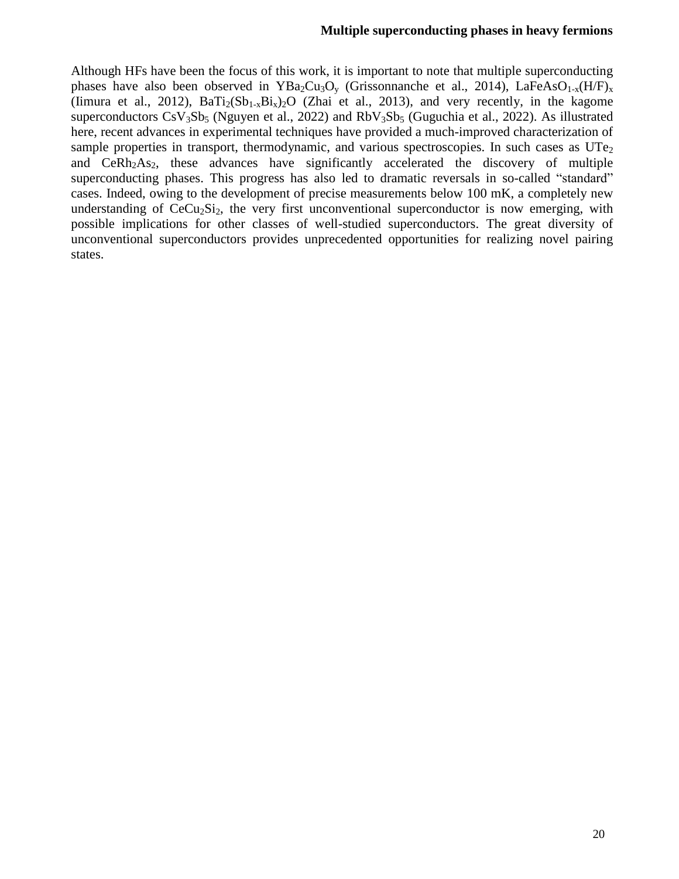Although HFs have been the focus of this work, it is important to note that multiple superconducting phases have also been observed in $YBa_2Cu_3O_y$ (Grissonnanche et al., 2014), $LaFeAsO_{1-x}(H/F)_x$ (Iimura et al., 2012), $BaTi_2(Sb_{1-x}Bi_x)_2O$ (Zhai et al., 2013), and very recently, in the kagome superconductors $CsV_3Sb_5$ (Nguyen et al., 2022) and $RbV_3Sb_5$ (Guguchia et al., 2022). As illustrated here, recent advances in experimental techniques have provided a much-improved characterization of sample properties in transport, thermodynamic, and various spectroscopies. In such cases as $UTe_2$ and $CeRh_2As_2$, these advances have significantly accelerated the discovery of multiple superconducting phases. This progress has also led to dramatic reversals in so-called "standard" cases. Indeed, owing to the development of precise measurements below 100 mK, a completely new understanding of $CeCu_2Si_2$, the very first unconventional superconductor is now emerging, with possible implications for other classes of well-studied superconductors. The great diversity of unconventional superconductors provides unprecedented opportunities for realizing novel pairing states.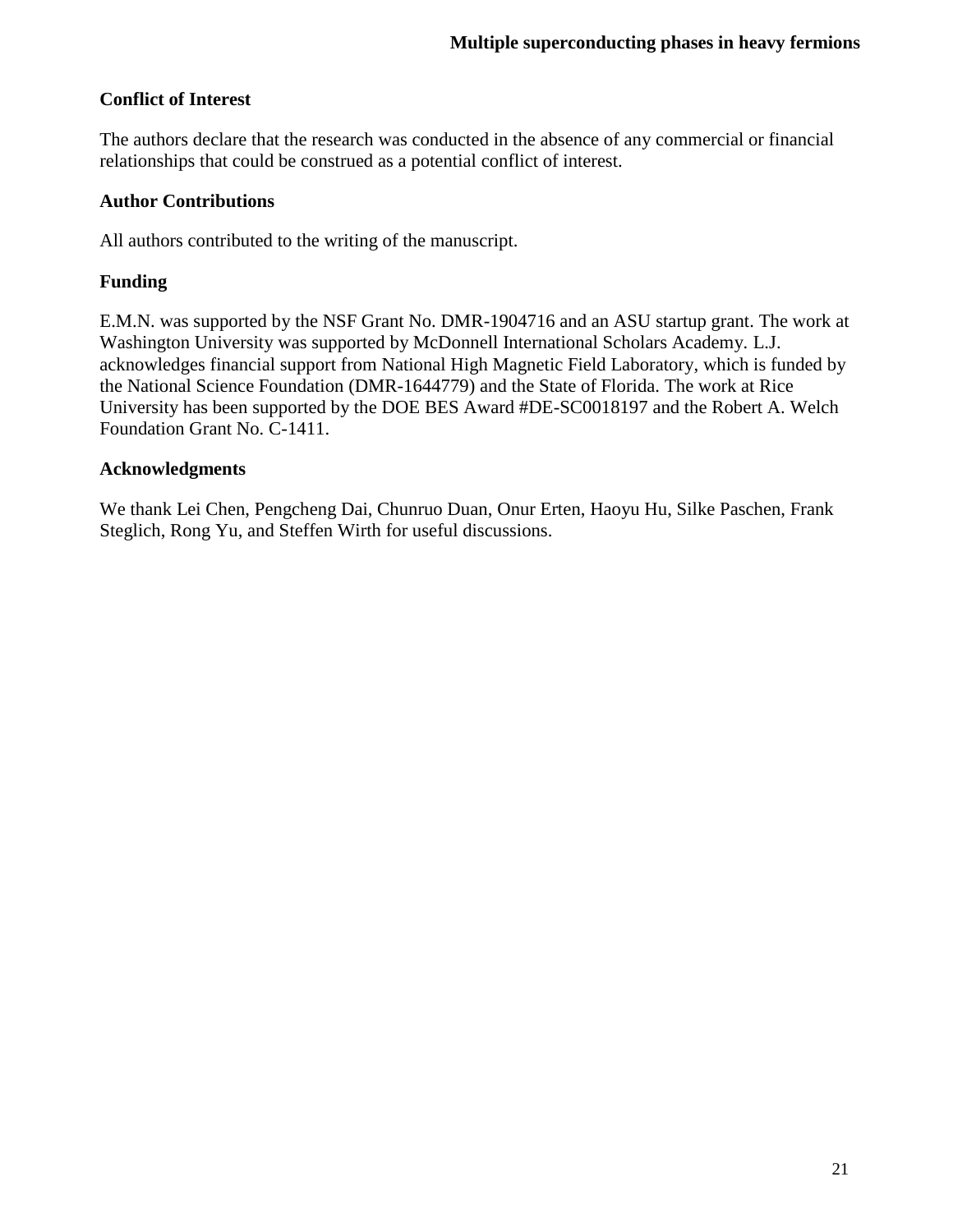## Conflict of Interest

The authors declare that the research was conducted in the absence of any commercial or financial relationships that could be construed as a potential conflict of interest.

## Author Contributions

All authors contributed to the writing of the manuscript.

## Funding

E.M.N. was supported by the NSF Grant No. DMR-1904716 and an ASU startup grant. The work at Washington University was supported by McDonnell International Scholars Academy. L.J. acknowledges financial support from National High Magnetic Field Laboratory, which is funded by the National Science Foundation (DMR-1644779) and the State of Florida. The work at Rice University has been supported by the DOE BES Award #DE-SC0018197 and the Robert A. Welch Foundation Grant No. C-1411.

## Acknowledgments

We thank Lei Chen, Pengcheng Dai, Chunruo Duan, Onur Erten, Haoyu Hu, Silke Paschen, Frank Steglich, Rong Yu, and Steffen Wirth for useful discussions.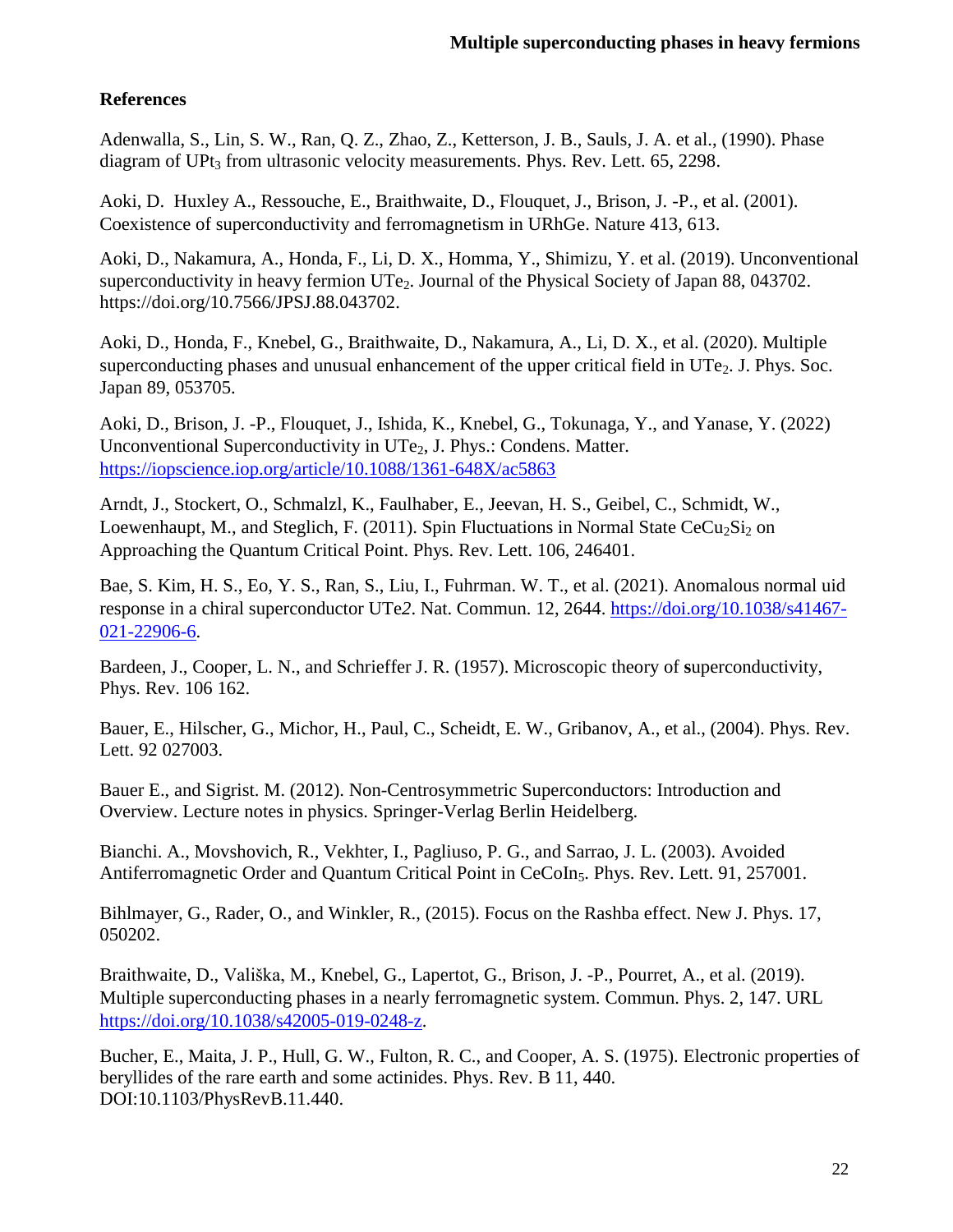## References

Adenwalla, S., Lin, S. W., Ran, Q. Z., Zhao, Z., Ketterson, J. B., Sauls, J. A. et al., (1990). Phase diagram of $UPt_3$ from ultrasonic velocity measurements. Phys. Rev. Lett. 65, 2298.

Aoki, D. Huxley A., Ressouche, E., Braithwaite, D., Flouquet, J., Brison, J. -P., et al. (2001). Coexistence of superconductivity and ferromagnetism in URhGe. Nature 413, 613.

Aoki, D., Nakamura, A., Honda, F., Li, D. X., Homma, Y., Shimizu, Y. et al. (2019). Unconventional superconductivity in heavy fermion $UTe_2$. Journal of the Physical Society of Japan 88, 043702. https://doi.org/10.7566/JPSJ.88.043702.

Aoki, D., Honda, F., Knebel, G., Braithwaite, D., Nakamura, A., Li, D. X., et al. (2020). Multiple superconducting phases and unusual enhancement of the upper critical field in $UTe_2$. J. Phys. Soc. Japan 89, 053705.

Aoki, D., Brison, J. -P., Flouquet, J., Ishida, K., Knebel, G., Tokunaga, Y., and Yanase, Y. (2022) Unconventional Superconductivity in $UTe_2$, J. Phys.: Condens. Matter. https://iopscience.iop.org/article/10.1088/1361-648X/ac5863

Arndt, J., Stockert, O., Schmalzl, K., Faulhaber, E., Jeevan, H. S., Geibel, C., Schmidt, W., Loewenhaupt, M., and Steglich, F. (2011). Spin Fluctuations in Normal State $CeCu_2Si_2$ on Approaching the Quantum Critical Point. Phys. Rev. Lett. 106, 246401.

Bae, S. Kim, H. S., Eo, Y. S., Ran, S., Liu, I., Fuhrman. W. T., et al. (2021). Anomalous normal uid response in a chiral superconductor UTe*2*. Nat. Commun. 12, 2644. https://doi.org/10.1038/s41467-021-22906-6.

Bardeen, J., Cooper, L. N., and Schrieffer J. R. (1957). Microscopic theory of **s**uperconductivity, Phys. Rev. 106 162.

Bauer, E., Hilscher, G., Michor, H., Paul, C., Scheidt, E. W., Gribanov, A., et al., (2004). Phys. Rev. Lett. 92 027003.

Bauer E., and Sigrist. M. (2012). Non-Centrosymmetric Superconductors: Introduction and Overview. Lecture notes in physics. Springer-Verlag Berlin Heidelberg.

Bianchi. A., Movshovich, R., Vekhter, I., Pagliuso, P. G., and Sarrao, J. L. (2003). Avoided Antiferromagnetic Order and Quantum Critical Point in $CeCoIn_5$. Phys. Rev. Lett. 91, 257001.

Bihlmayer, G., Rader, O., and Winkler, R., (2015). Focus on the Rashba effect. New J. Phys. 17, 050202.

Braithwaite, D., Vališka, M., Knebel, G., Lapertot, G., Brison, J. -P., Pourret, A., et al. (2019). Multiple superconducting phases in a nearly ferromagnetic system. Commun. Phys. 2, 147. URL https://doi.org/10.1038/s42005-019-0248-z.

Bucher, E., Maita, J. P., Hull, G. W., Fulton, R. C., and Cooper, A. S. (1975). Electronic properties of beryllides of the rare earth and some actinides. Phys. Rev. B 11, 440. DOI:10.1103/PhysRevB.11.440.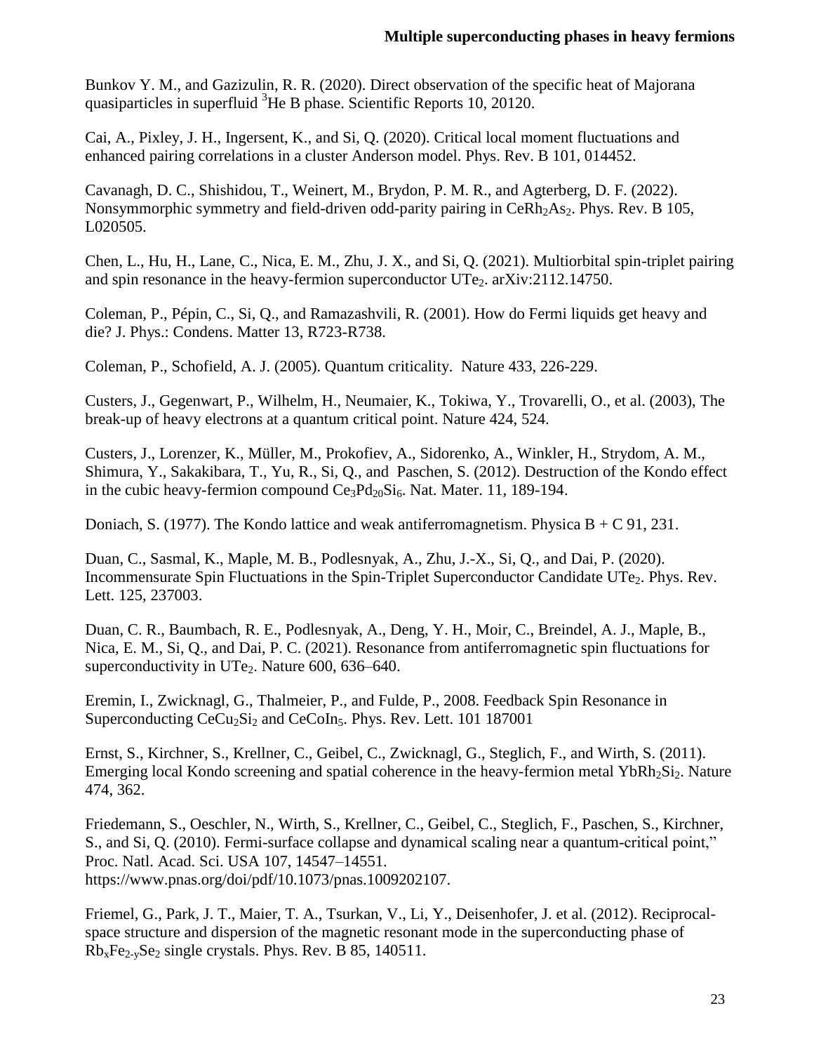Bunkov Y. M., and Gazizulin, R. R. (2020). Direct observation of the specific heat of Majorana quasiparticles in superfluid $^3$He B phase. Scientific Reports 10, 20120.

Cai, A., Pixley, J. H., Ingersent, K., and Si, Q. (2020). Critical local moment fluctuations and enhanced pairing correlations in a cluster Anderson model. Phys. Rev. B 101, 014452.

Cavanagh, D. C., Shishidou, T., Weinert, M., Brydon, P. M. R., and Agterberg, D. F. (2022). Nonsymmorphic symmetry and field-driven odd-parity pairing in $CeRh_2As_2$. Phys. Rev. B 105, L020505.

Chen, L., Hu, H., Lane, C., Nica, E. M., Zhu, J. X., and Si, Q. (2021). Multiorbital spin-triplet pairing and spin resonance in the heavy-fermion superconductor $UTe_2$. arXiv:2112.14750.

Coleman, P., Pépin, C., Si, Q., and Ramazashvili, R. (2001). How do Fermi liquids get heavy and die? J. Phys.: Condens. Matter 13, R723-R738.

Coleman, P., Schofield, A. J. (2005). Quantum criticality. Nature 433, 226-229.

Custers, J., Gegenwart, P., Wilhelm, H., Neumaier, K., Tokiwa, Y., Trovarelli, O., et al. (2003), The break-up of heavy electrons at a quantum critical point. Nature 424, 524.

Custers, J., Lorenzer, K., Müller, M., Prokofiev, A., Sidorenko, A., Winkler, H., Strydom, A. M., Shimura, Y., Sakakibara, T., Yu, R., Si, Q., and Paschen, S. (2012). Destruction of the Kondo effect in the cubic heavy-fermion compound $Ce_3Pd_{20}Si_6$. Nat. Mater. 11, 189-194.

Doniach, S. (1977). The Kondo lattice and weak antiferromagnetism. Physica B + C 91, 231.

Duan, C., Sasmal, K., Maple, M. B., Podlesnyak, A., Zhu, J.-X., Si, Q., and Dai, P. (2020). Incommensurate Spin Fluctuations in the Spin-Triplet Superconductor Candidate $UTe_2$. Phys. Rev. Lett. 125, 237003.

Duan, C. R., Baumbach, R. E., Podlesnyak, A., Deng, Y. H., Moir, C., Breindel, A. J., Maple, B., Nica, E. M., Si, Q., and Dai, P. C. (2021). Resonance from antiferromagnetic spin fluctuations for superconductivity in $UTe_2$. Nature 600, 636–640.

Eremin, I., Zwicknagl, G., Thalmeier, P., and Fulde, P., 2008. Feedback Spin Resonance in Superconducting $CeCu_2Si_2$ and $CeCoIn_5$. Phys. Rev. Lett. 101 187001

Ernst, S., Kirchner, S., Krellner, C., Geibel, C., Zwicknagl, G., Steglich, F., and Wirth, S. (2011). Emerging local Kondo screening and spatial coherence in the heavy-fermion metal $YbRh_2Si_2$. Nature 474, 362.

Friedemann, S., Oeschler, N., Wirth, S., Krellner, C., Geibel, C., Steglich, F., Paschen, S., Kirchner, S., and Si, Q. (2010). Fermi-surface collapse and dynamical scaling near a quantum-critical point," Proc. Natl. Acad. Sci. USA 107, 14547–14551. https://www.pnas.org/doi/pdf/10.1073/pnas.1009202107.

Friemel, G., Park, J. T., Maier, T. A., Tsurkan, V., Li, Y., Deisenhofer, J. et al. (2012). Reciprocal-space structure and dispersion of the magnetic resonant mode in the superconducting phase of $Rb_xFe_{2-y}Se_2$ single crystals. Phys. Rev. B 85, 140511.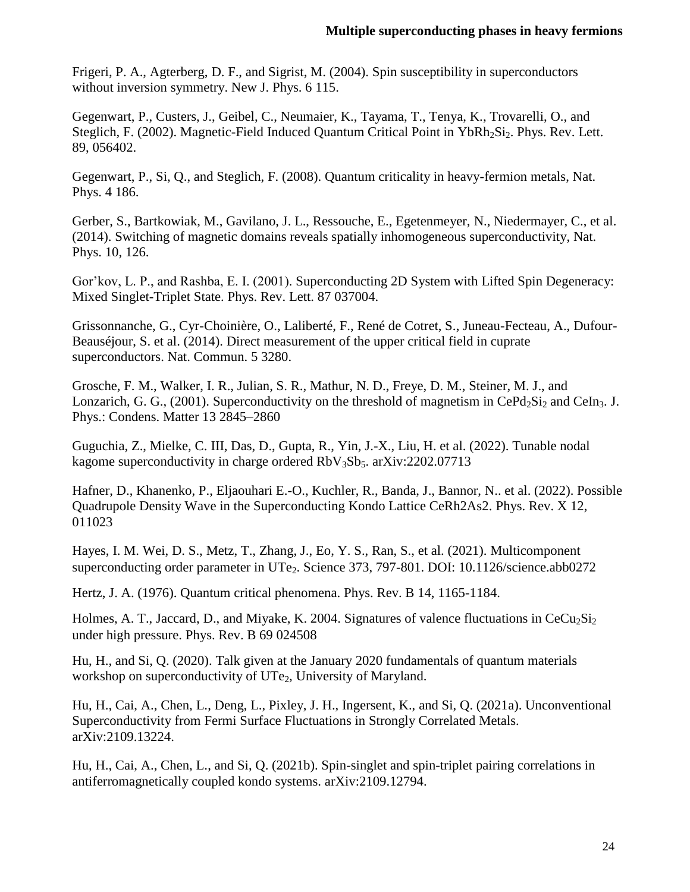Frigeri, P. A., Agterberg, D. F., and Sigrist, M. (2004). Spin susceptibility in superconductors without inversion symmetry. New J. Phys. 6 115.

Gegenwart, P., Custers, J., Geibel, C., Neumaier, K., Tayama, T., Tenya, K., Trovarelli, O., and Steglich, F. (2002). Magnetic-Field Induced Quantum Critical Point in $YbRh_2Si_2$. Phys. Rev. Lett. 89, 056402.

Gegenwart, P., Si, Q., and Steglich, F. (2008). Quantum criticality in heavy-fermion metals, Nat. Phys. 4 186.

Gerber, S., Bartkowiak, M., Gavilano, J. L., Ressouche, E., Egetenmeyer, N., Niedermayer, C., et al. (2014). Switching of magnetic domains reveals spatially inhomogeneous superconductivity, Nat. Phys. 10, 126.

Gor'kov, L. P., and Rashba, E. I. (2001). Superconducting 2D System with Lifted Spin Degeneracy: Mixed Singlet-Triplet State. Phys. Rev. Lett. 87 037004.

Grissonnanche, G., Cyr-Choinière, O., Laliberté, F., René de Cotret, S., Juneau-Fecteau, A., Dufour-Beauséjour, S. et al. (2014). Direct measurement of the upper critical field in cuprate superconductors. Nat. Commun. 5 3280.

Grosche, F. M., Walker, I. R., Julian, S. R., Mathur, N. D., Freye, D. M., Steiner, M. J., and Lonzarich, G. G., (2001). Superconductivity on the threshold of magnetism in $CePd_2Si_2$ and $CeIn_3$. J. Phys.: Condens. Matter 13 2845–2860

Guguchia, Z., Mielke, C. III, Das, D., Gupta, R., Yin, J.-X., Liu, H. et al. (2022). Tunable nodal kagome superconductivity in charge ordered $RbV_3Sb_5$. arXiv:2202.07713

Hafner, D., Khanenko, P., Eljaouhari E.-O., Kuchler, R., Banda, J., Bannor, N.. et al. (2022). Possible Quadrupole Density Wave in the Superconducting Kondo Lattice CeRh2As2. Phys. Rev. X 12, 011023

Hayes, I. M. Wei, D. S., Metz, T., Zhang, J., Eo, Y. S., Ran, S., et al. (2021). Multicomponent superconducting order parameter in $UTe_2$. Science 373, 797-801. DOI: 10.1126/science.abb0272

Hertz, J. A. (1976). Quantum critical phenomena. Phys. Rev. B 14, 1165-1184.

Holmes, A. T., Jaccard, D., and Miyake, K. 2004. Signatures of valence fluctuations in $CeCu_2Si_2$ under high pressure. Phys. Rev. B 69 024508

Hu, H., and Si, Q. (2020). Talk given at the January 2020 fundamentals of quantum materials workshop on superconductivity of $UTe_2$, University of Maryland.

Hu, H., Cai, A., Chen, L., Deng, L., Pixley, J. H., Ingersent, K., and Si, Q. (2021a). Unconventional Superconductivity from Fermi Surface Fluctuations in Strongly Correlated Metals. arXiv:2109.13224.

Hu, H., Cai, A., Chen, L., and Si, Q. (2021b). Spin-singlet and spin-triplet pairing correlations in antiferromagnetically coupled kondo systems. arXiv:2109.12794.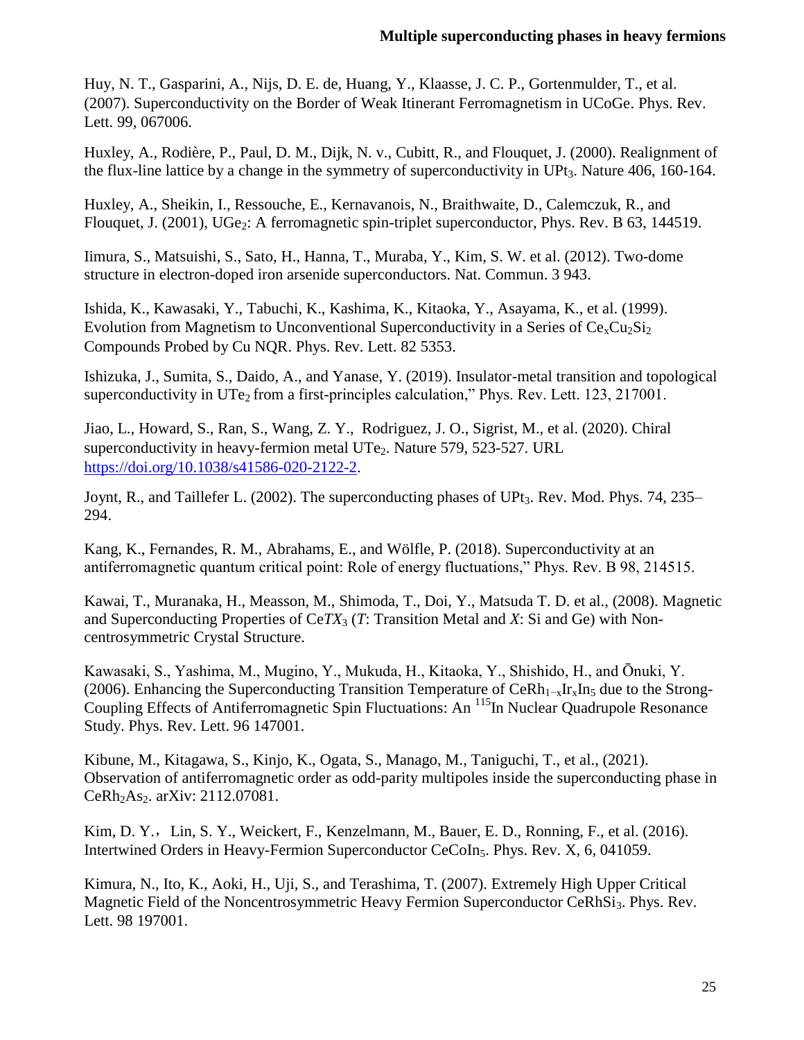Huy, N. T., Gasparini, A., Nijs, D. E. de, Huang, Y., Klaasse, J. C. P., Gortenmulder, T., et al. (2007). Superconductivity on the Border of Weak Itinerant Ferromagnetism in UCoGe. Phys. Rev. Lett. 99, 067006.

Huxley, A., Rodière, P., Paul, D. M., Dijk, N. v., Cubitt, R., and Flouquet, J. (2000). Realignment of the flux-line lattice by a change in the symmetry of superconductivity in $UPt_3$. Nature 406, 160-164.

Huxley, A., Sheikin, I., Ressouche, E., Kernavanois, N., Braithwaite, D., Calemczuk, R., and Flouquet, J. (2001), $UGe_2$: A ferromagnetic spin-triplet superconductor, Phys. Rev. B 63, 144519.

Iimura, S., Matsuishi, S., Sato, H., Hanna, T., Muraba, Y., Kim, S. W. et al. (2012). Two-dome structure in electron-doped iron arsenide superconductors. Nat. Commun. 3 943.

Ishida, K., Kawasaki, Y., Tabuchi, K., Kashima, K., Kitaoka, Y., Asayama, K., et al. (1999). Evolution from Magnetism to Unconventional Superconductivity in a Series of $Ce_xCu_2Si_2$ Compounds Probed by Cu NQR. Phys. Rev. Lett. 82 5353.

Ishizuka, J., Sumita, S., Daido, A., and Yanase, Y. (2019). Insulator-metal transition and topological superconductivity in $UTe_2$ from a first-principles calculation," Phys. Rev. Lett. 123, 217001.

Jiao, L., Howard, S., Ran, S., Wang, Z. Y., Rodriguez, J. O., Sigrist, M., et al. (2020). Chiral superconductivity in heavy-fermion metal $UTe_2$. Nature 579, 523-527. URL https://doi.org/10.1038/s41586-020-2122-2.

Joynt, R., and Taillefer L. (2002). The superconducting phases of $UPt_3$. Rev. Mod. Phys. 74, 235–294.

Kang, K., Fernandes, R. M., Abrahams, E., and Wölfle, P. (2018). Superconductivity at an antiferromagnetic quantum critical point: Role of energy fluctuations," Phys. Rev. B 98, 214515.

Kawai, T., Muranaka, H., Measson, M., Shimoda, T., Doi, Y., Matsuda T. D. et al., (2008). Magnetic and Superconducting Properties of Ce*TX*$_3$ (*T*: Transition Metal and *X*: Si and Ge) with Non-centrosymmetric Crystal Structure.

Kawasaki, S., Yashima, M., Mugino, Y., Mukuda, H., Kitaoka, Y., Shishido, H., and Ōnuki, Y. (2006). Enhancing the Superconducting Transition Temperature of $CeRh_{1-x}Ir_xIn_5$ due to the Strong-Coupling Effects of Antiferromagnetic Spin Fluctuations: An $^{115}$In Nuclear Quadrupole Resonance Study. Phys. Rev. Lett. 96 147001.

Kibune, M., Kitagawa, S., Kinjo, K., Ogata, S., Manago, M., Taniguchi, T., et al., (2021). Observation of antiferromagnetic order as odd-parity multipoles inside the superconducting phase in $CeRh_2As_2$. arXiv: 2112.07081.

Kim, D. Y., Lin, S. Y., Weickert, F., Kenzelmann, M., Bauer, E. D., Ronning, F., et al. (2016). Intertwined Orders in Heavy-Fermion Superconductor $CeCoIn_5$. Phys. Rev. X, 6, 041059.

Kimura, N., Ito, K., Aoki, H., Uji, S., and Terashima, T. (2007). Extremely High Upper Critical Magnetic Field of the Noncentrosymmetric Heavy Fermion Superconductor $CeRhSi_3$. Phys. Rev. Lett. 98 197001.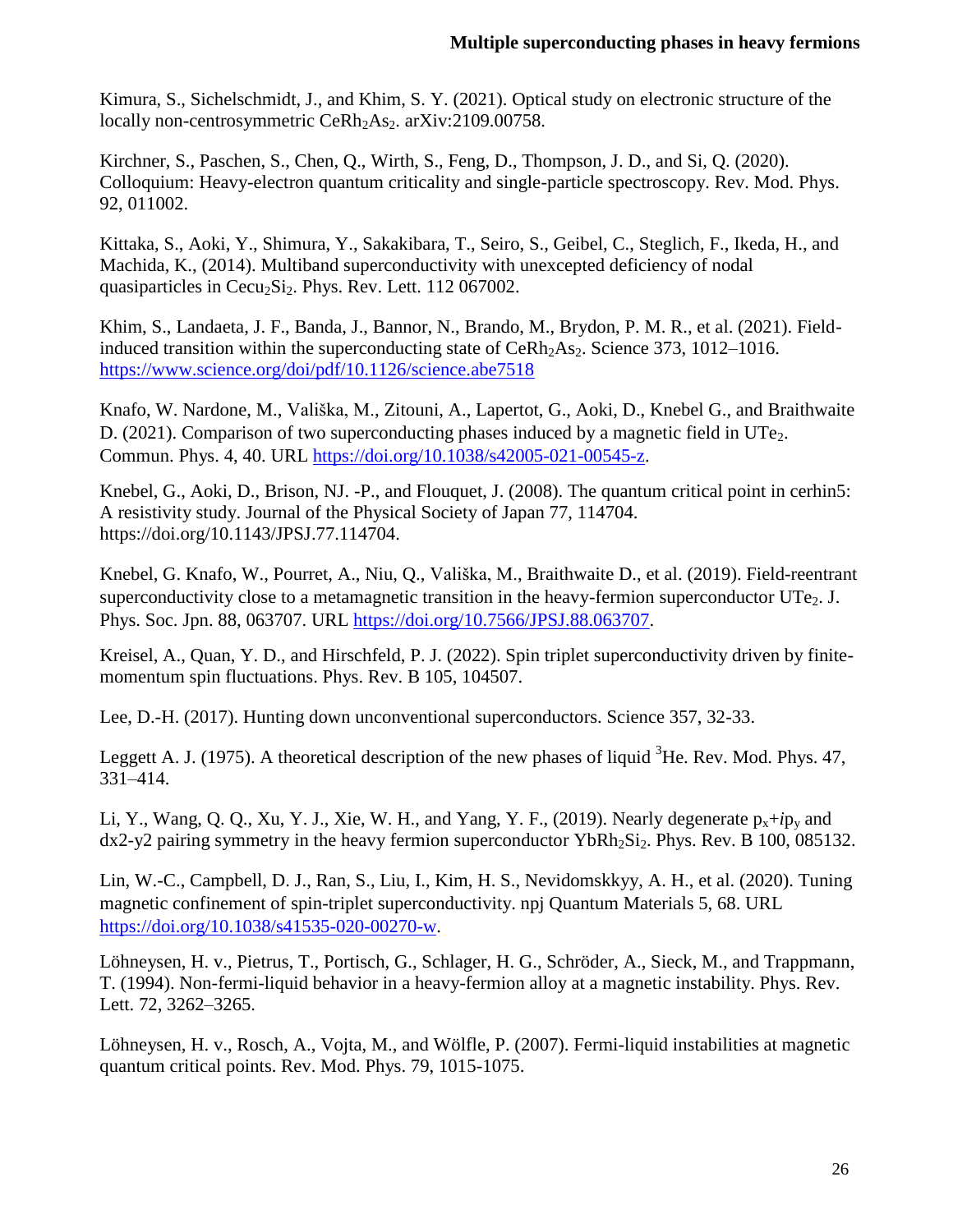Kimura, S., Sichelschmidt, J., and Khim, S. Y. (2021). Optical study on electronic structure of the locally non-centrosymmetric $CeRh_2As_2$. arXiv:2109.00758.

Kirchner, S., Paschen, S., Chen, Q., Wirth, S., Feng, D., Thompson, J. D., and Si, Q. (2020). Colloquium: Heavy-electron quantum criticality and single-particle spectroscopy. Rev. Mod. Phys. 92, 011002.

Kittaka, S., Aoki, Y., Shimura, Y., Sakakibara, T., Seiro, S., Geibel, C., Steglich, F., Ikeda, H., and Machida, K., (2014). Multiband superconductivity with unexcepted deficiency of nodal quasiparticles in $Cecu_2Si_2$. Phys. Rev. Lett. 112 067002.

Khim, S., Landaeta, J. F., Banda, J., Bannor, N., Brando, M., Brydon, P. M. R., et al. (2021). Field-induced transition within the superconducting state of $CeRh_2As_2$. Science 373, 1012–1016. https://www.science.org/doi/pdf/10.1126/science.abe7518

Knafo, W. Nardone, M., Vališka, M., Zitouni, A., Lapertot, G., Aoki, D., Knebel G., and Braithwaite D. (2021). Comparison of two superconducting phases induced by a magnetic field in $UTe_2$. Commun. Phys. 4, 40. URL https://doi.org/10.1038/s42005-021-00545-z.

Knebel, G., Aoki, D., Brison, NJ. -P., and Flouquet, J. (2008). The quantum critical point in cerhin5: A resistivity study. Journal of the Physical Society of Japan 77, 114704. https://doi.org/10.1143/JPSJ.77.114704.

Knebel, G. Knafo, W., Pourret, A., Niu, Q., Vališka, M., Braithwaite D., et al. (2019). Field-reentrant superconductivity close to a metamagnetic transition in the heavy-fermion superconductor $UTe_2$. J. Phys. Soc. Jpn. 88, 063707. URL https://doi.org/10.7566/JPSJ.88.063707.

Kreisel, A., Quan, Y. D., and Hirschfeld, P. J. (2022). Spin triplet superconductivity driven by finite-momentum spin fluctuations. Phys. Rev. B 105, 104507.

Lee, D.-H. (2017). Hunting down unconventional superconductors. Science 357, 32-33.

Leggett A. J. (1975). A theoretical description of the new phases of liquid $^3$He. Rev. Mod. Phys. 47, 331–414.

Li, Y., Wang, Q. Q., Xu, Y. J., Xie, W. H., and Yang, Y. F., (2019). Nearly degenerate $p_x+ip_y$ and dx2-y2 pairing symmetry in the heavy fermion superconductor $YbRh_2Si_2$. Phys. Rev. B 100, 085132.

Lin, W.-C., Campbell, D. J., Ran, S., Liu, I., Kim, H. S., Nevidomskkyy, A. H., et al. (2020). Tuning magnetic confinement of spin-triplet superconductivity. npj Quantum Materials 5, 68. URL https://doi.org/10.1038/s41535-020-00270-w.

Löhneysen, H. v., Pietrus, T., Portisch, G., Schlager, H. G., Schröder, A., Sieck, M., and Trappmann, T. (1994). Non-fermi-liquid behavior in a heavy-fermion alloy at a magnetic instability. Phys. Rev. Lett. 72, 3262–3265.

Löhneysen, H. v., Rosch, A., Vojta, M., and Wölfle, P. (2007). Fermi-liquid instabilities at magnetic quantum critical points. Rev. Mod. Phys. 79, 1015-1075.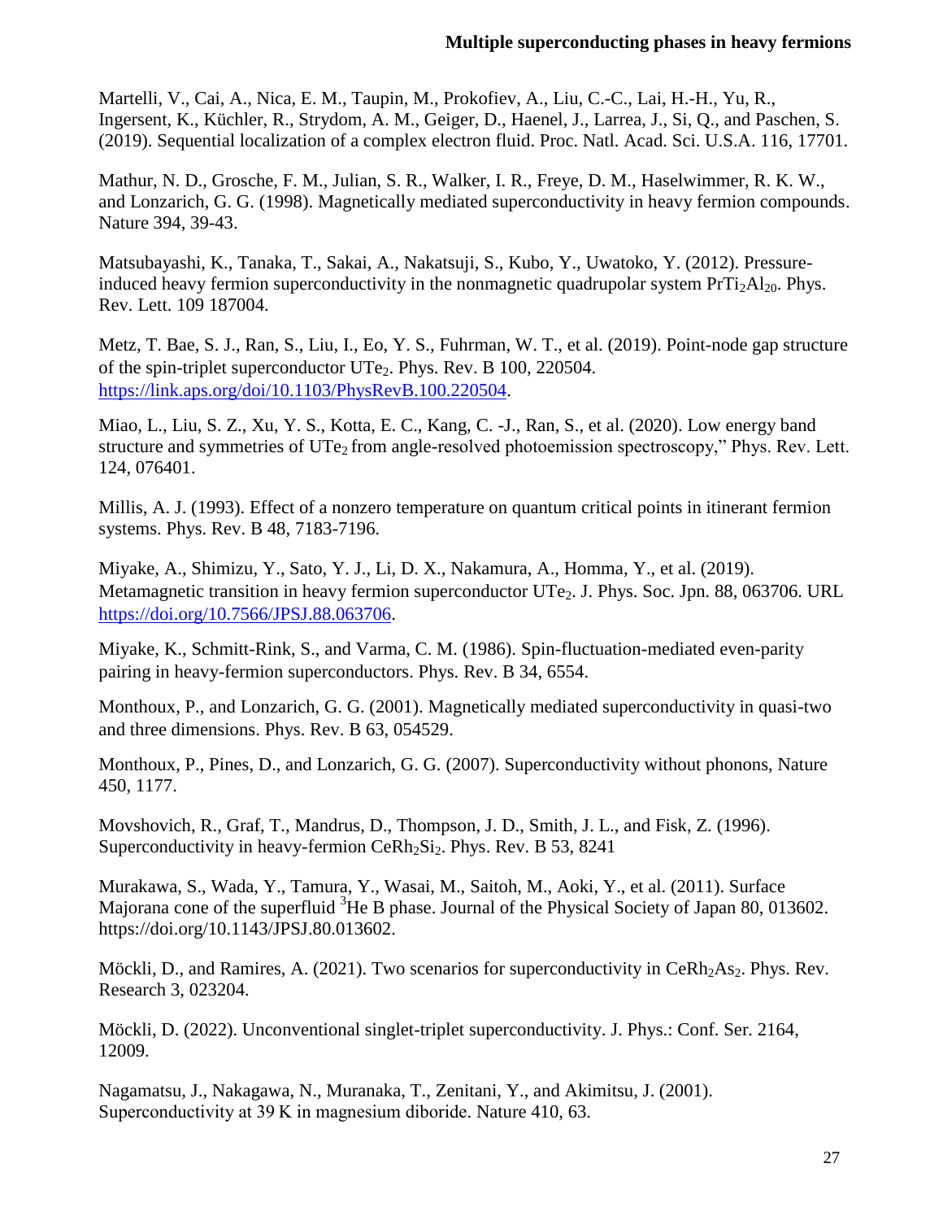Martelli, V., Cai, A., Nica, E. M., Taupin, M., Prokofiev, A., Liu, C.-C., Lai, H.-H., Yu, R., Ingersent, K., Küchler, R., Strydom, A. M., Geiger, D., Haenel, J., Larrea, J., Si, Q., and Paschen, S. (2019). Sequential localization of a complex electron fluid. Proc. Natl. Acad. Sci. U.S.A. 116, 17701.

Mathur, N. D., Grosche, F. M., Julian, S. R., Walker, I. R., Freye, D. M., Haselwimmer, R. K. W., and Lonzarich, G. G. (1998). Magnetically mediated superconductivity in heavy fermion compounds. Nature 394, 39-43.

Matsubayashi, K., Tanaka, T., Sakai, A., Nakatsuji, S., Kubo, Y., Uwatoko, Y. (2012). Pressure-induced heavy fermion superconductivity in the nonmagnetic quadrupolar system $PrTi_2Al_{20}$. Phys. Rev. Lett. 109 187004.

Metz, T. Bae, S. J., Ran, S., Liu, I., Eo, Y. S., Fuhrman, W. T., et al. (2019). Point-node gap structure of the spin-triplet superconductor $UTe_2$. Phys. Rev. B 100, 220504. https://link.aps.org/doi/10.1103/PhysRevB.100.220504.

Miao, L., Liu, S. Z., Xu, Y. S., Kotta, E. C., Kang, C. -J., Ran, S., et al. (2020). Low energy band structure and symmetries of $UTe_2$ from angle-resolved photoemission spectroscopy," Phys. Rev. Lett. 124, 076401.

Millis, A. J. (1993). Effect of a nonzero temperature on quantum critical points in itinerant fermion systems. Phys. Rev. B 48, 7183-7196.

Miyake, A., Shimizu, Y., Sato, Y. J., Li, D. X., Nakamura, A., Homma, Y., et al. (2019). Metamagnetic transition in heavy fermion superconductor $UTe_2$. J. Phys. Soc. Jpn. 88, 063706. URL https://doi.org/10.7566/JPSJ.88.063706.

Miyake, K., Schmitt-Rink, S., and Varma, C. M. (1986). Spin-fluctuation-mediated even-parity pairing in heavy-fermion superconductors. Phys. Rev. B 34, 6554.

Monthoux, P., and Lonzarich, G. G. (2001). Magnetically mediated superconductivity in quasi-two and three dimensions. Phys. Rev. B 63, 054529.

Monthoux, P., Pines, D., and Lonzarich, G. G. (2007). Superconductivity without phonons, Nature 450, 1177.

Movshovich, R., Graf, T., Mandrus, D., Thompson, J. D., Smith, J. L., and Fisk, Z. (1996). Superconductivity in heavy-fermion $CeRh_2Si_2$. Phys. Rev. B 53, 8241

Murakawa, S., Wada, Y., Tamura, Y., Wasai, M., Saitoh, M., Aoki, Y., et al. (2011). Surface Majorana cone of the superfluid $^3$He B phase. Journal of the Physical Society of Japan 80, 013602. https://doi.org/10.1143/JPSJ.80.013602.

Möckli, D., and Ramires, A. (2021). Two scenarios for superconductivity in $CeRh_2As_2$. Phys. Rev. Research 3, 023204.

Möckli, D. (2022). Unconventional singlet-triplet superconductivity. J. Phys.: Conf. Ser. 2164, 12009.

Nagamatsu, J., Nakagawa, N., Muranaka, T., Zenitani, Y., and Akimitsu, J. (2001). Superconductivity at 39 K in magnesium diboride. Nature 410, 63.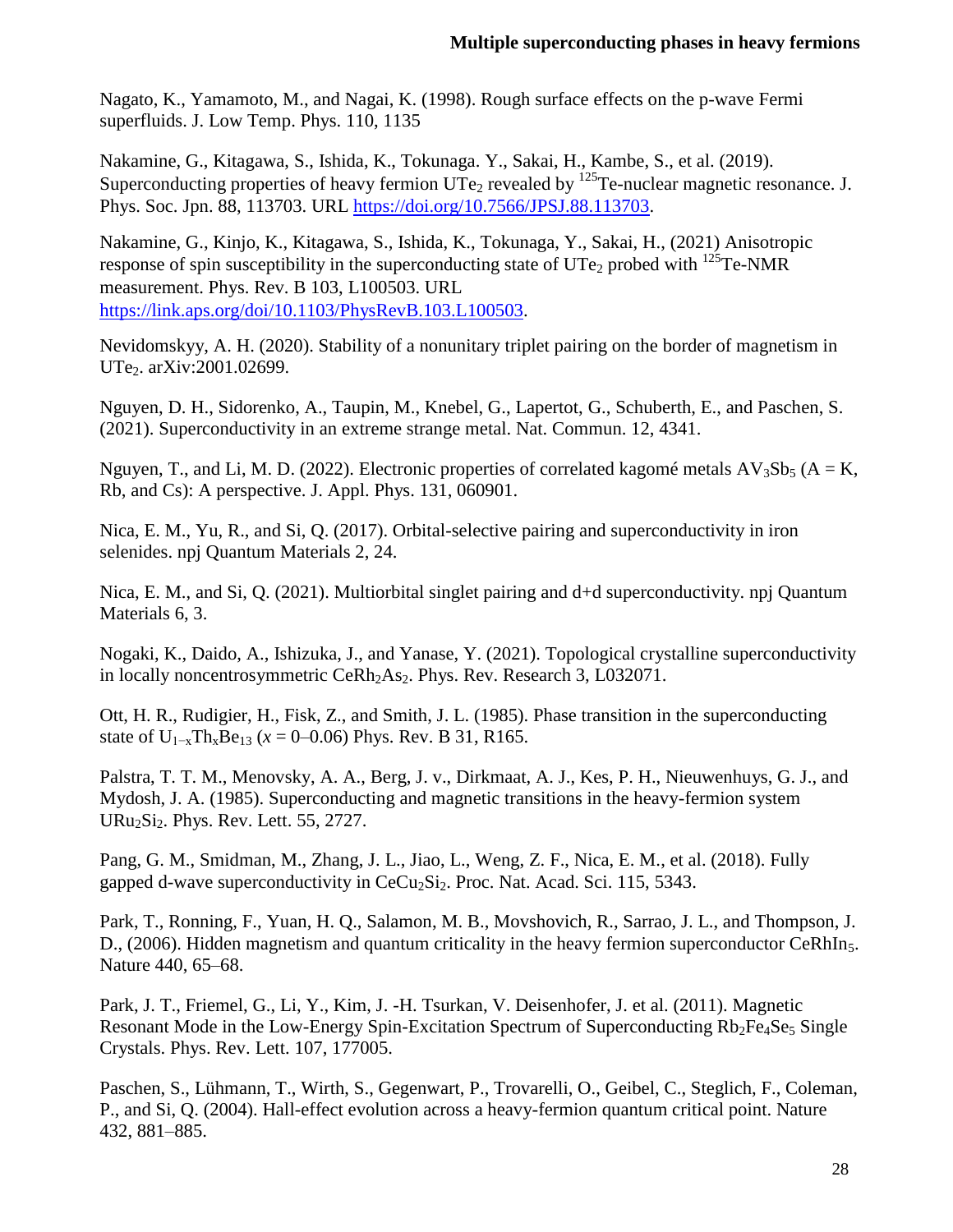Nagato, K., Yamamoto, M., and Nagai, K. (1998). Rough surface effects on the p-wave Fermi superfluids. J. Low Temp. Phys. 110, 1135

Nakamine, G., Kitagawa, S., Ishida, K., Tokunaga. Y., Sakai, H., Kambe, S., et al. (2019). Superconducting properties of heavy fermion $UTe_2$ revealed by $^{125}$Te-nuclear magnetic resonance. J. Phys. Soc. Jpn. 88, 113703. URL https://doi.org/10.7566/JPSJ.88.113703.

Nakamine, G., Kinjo, K., Kitagawa, S., Ishida, K., Tokunaga, Y., Sakai, H., (2021) Anisotropic response of spin susceptibility in the superconducting state of $UTe_2$ probed with $^{125}$Te-NMR measurement. Phys. Rev. B 103, L100503. URL https://link.aps.org/doi/10.1103/PhysRevB.103.L100503.

Nevidomskyy, A. H. (2020). Stability of a nonunitary triplet pairing on the border of magnetism in $UTe_2$. arXiv:2001.02699.

Nguyen, D. H., Sidorenko, A., Taupin, M., Knebel, G., Lapertot, G., Schuberth, E., and Paschen, S. (2021). Superconductivity in an extreme strange metal. Nat. Commun. 12, 4341.

Nguyen, T., and Li, M. D. (2022). Electronic properties of correlated kagomé metals $AV_3Sb_5$ (A = K, Rb, and Cs): A perspective. J. Appl. Phys. 131, 060901.

Nica, E. M., Yu, R., and Si, Q. (2017). Orbital-selective pairing and superconductivity in iron selenides. npj Quantum Materials 2, 24.

Nica, E. M., and Si, Q. (2021). Multiorbital singlet pairing and d+d superconductivity. npj Quantum Materials 6, 3.

Nogaki, K., Daido, A., Ishizuka, J., and Yanase, Y. (2021). Topological crystalline superconductivity in locally noncentrosymmetric $CeRh_2As_2$. Phys. Rev. Research 3, L032071.

Ott, H. R., Rudigier, H., Fisk, Z., and Smith, J. L. (1985). Phase transition in the superconducting state of $U_{1-x}Th_xBe_{13}$ ($x$ = 0–0.06) Phys. Rev. B 31, R165.

Palstra, T. T. M., Menovsky, A. A., Berg, J. v., Dirkmaat, A. J., Kes, P. H., Nieuwenhuys, G. J., and Mydosh, J. A. (1985). Superconducting and magnetic transitions in the heavy-fermion system $URu_2Si_2$. Phys. Rev. Lett. 55, 2727.

Pang, G. M., Smidman, M., Zhang, J. L., Jiao, L., Weng, Z. F., Nica, E. M., et al. (2018). Fully gapped d-wave superconductivity in $CeCu_2Si_2$. Proc. Nat. Acad. Sci. 115, 5343.

Park, T., Ronning, F., Yuan, H. Q., Salamon, M. B., Movshovich, R., Sarrao, J. L., and Thompson, J. D., (2006). Hidden magnetism and quantum criticality in the heavy fermion superconductor $CeRhIn_5$. Nature 440, 65–68.

Park, J. T., Friemel, G., Li, Y., Kim, J. -H. Tsurkan, V. Deisenhofer, J. et al. (2011). Magnetic Resonant Mode in the Low-Energy Spin-Excitation Spectrum of Superconducting $Rb_2Fe_4Se_5$ Single Crystals. Phys. Rev. Lett. 107, 177005.

Paschen, S., Lühmann, T., Wirth, S., Gegenwart, P., Trovarelli, O., Geibel, C., Steglich, F., Coleman, P., and Si, Q. (2004). Hall-effect evolution across a heavy-fermion quantum critical point. Nature 432, 881–885.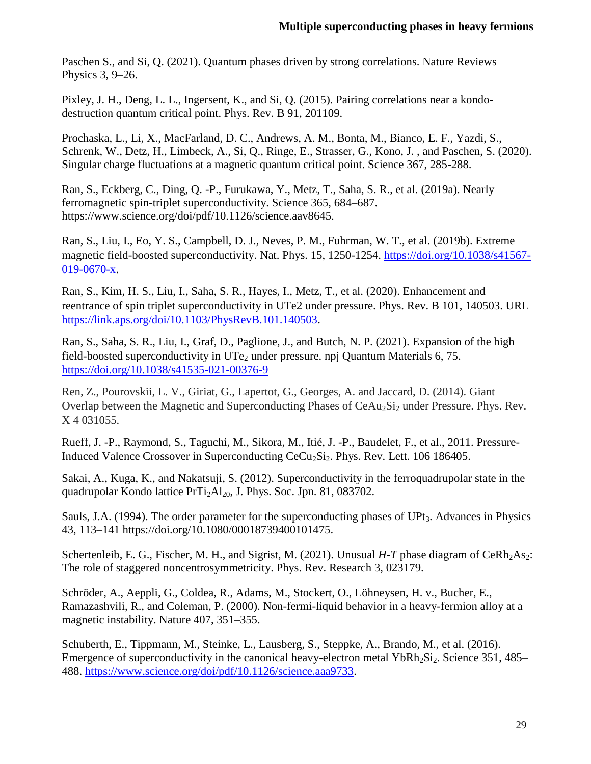Paschen S., and Si, Q. (2021). Quantum phases driven by strong correlations. Nature Reviews Physics 3, 9–26.

Pixley, J. H., Deng, L. L., Ingersent, K., and Si, Q. (2015). Pairing correlations near a kondo-destruction quantum critical point. Phys. Rev. B 91, 201109.

Prochaska, L., Li, X., MacFarland, D. C., Andrews, A. M., Bonta, M., Bianco, E. F., Yazdi, S., Schrenk, W., Detz, H., Limbeck, A., Si, Q., Ringe, E., Strasser, G., Kono, J. , and Paschen, S. (2020). Singular charge fluctuations at a magnetic quantum critical point. Science 367, 285-288.

Ran, S., Eckberg, C., Ding, Q. -P., Furukawa, Y., Metz, T., Saha, S. R., et al. (2019a). Nearly ferromagnetic spin-triplet superconductivity. Science 365, 684–687. https://www.science.org/doi/pdf/10.1126/science.aav8645.

Ran, S., Liu, I., Eo, Y. S., Campbell, D. J., Neves, P. M., Fuhrman, W. T., et al. (2019b). Extreme magnetic field-boosted superconductivity. Nat. Phys. 15, 1250-1254. https://doi.org/10.1038/s41567-019-0670-x.

Ran, S., Kim, H. S., Liu, I., Saha, S. R., Hayes, I., Metz, T., et al. (2020). Enhancement and reentrance of spin triplet superconductivity in UTe2 under pressure. Phys. Rev. B 101, 140503. URL https://link.aps.org/doi/10.1103/PhysRevB.101.140503.

Ran, S., Saha, S. R., Liu, I., Graf, D., Paglione, J., and Butch, N. P. (2021). Expansion of the high field-boosted superconductivity in $UTe_2$ under pressure. npj Quantum Materials 6, 75. https://doi.org/10.1038/s41535-021-00376-9

Ren, Z., Pourovskii, L. V., Giriat, G., Lapertot, G., Georges, A. and Jaccard, D. (2014). Giant Overlap between the Magnetic and Superconducting Phases of $CeAu_2Si_2$ under Pressure. Phys. Rev. X 4 031055.

Rueff, J. -P., Raymond, S., Taguchi, M., Sikora, M., Itié, J. -P., Baudelet, F., et al., 2011. Pressure-Induced Valence Crossover in Superconducting $CeCu_2Si_2$. Phys. Rev. Lett. 106 186405.

Sakai, A., Kuga, K., and Nakatsuji, S. (2012). Superconductivity in the ferroquadrupolar state in the quadrupolar Kondo lattice $PrTi_2Al_{20}$, J. Phys. Soc. Jpn. 81, 083702.

Sauls, J.A. (1994). The order parameter for the superconducting phases of $UPt_3$. Advances in Physics 43, 113–141 https://doi.org/10.1080/00018739400101475.

Schertenleib, E. G., Fischer, M. H., and Sigrist, M. (2021). Unusual *H-T* phase diagram of $CeRh_2As_2$: The role of staggered noncentrosymmetricity. Phys. Rev. Research 3, 023179.

Schröder, A., Aeppli, G., Coldea, R., Adams, M., Stockert, O., Löhneysen, H. v., Bucher, E., Ramazashvili, R., and Coleman, P. (2000). Non-fermi-liquid behavior in a heavy-fermion alloy at a magnetic instability. Nature 407, 351–355.

Schuberth, E., Tippmann, M., Steinke, L., Lausberg, S., Steppke, A., Brando, M., et al. (2016). Emergence of superconductivity in the canonical heavy-electron metal $YbRh_2Si_2$. Science 351, 485–488. https://www.science.org/doi/pdf/10.1126/science.aaa9733.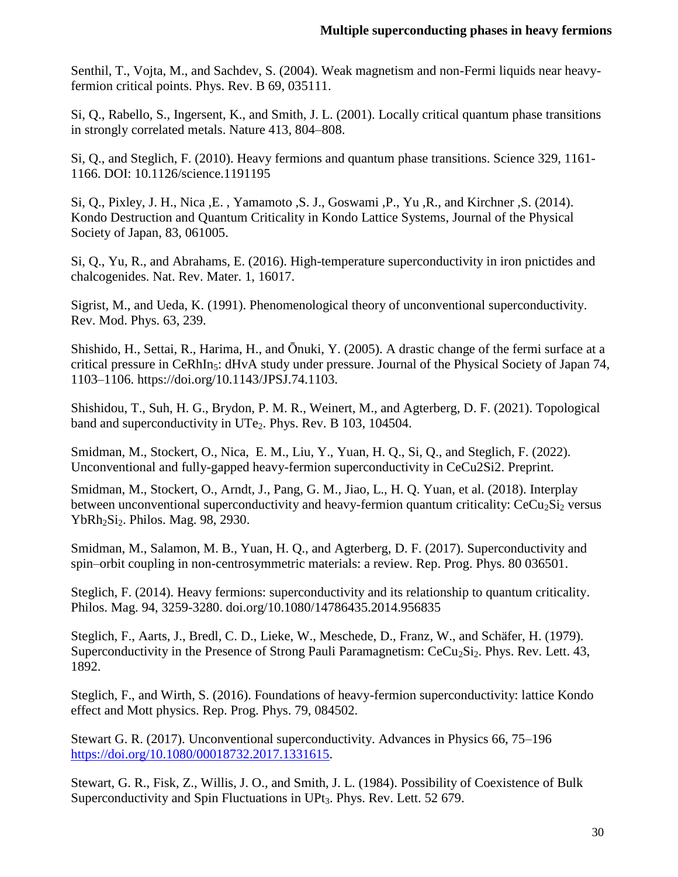Senthil, T., Vojta, M., and Sachdev, S. (2004). Weak magnetism and non-Fermi liquids near heavy-fermion critical points. Phys. Rev. B 69, 035111.

Si, Q., Rabello, S., Ingersent, K., and Smith, J. L. (2001). Locally critical quantum phase transitions in strongly correlated metals. Nature 413, 804–808.

Si, Q., and Steglich, F. (2010). Heavy fermions and quantum phase transitions. Science 329, 1161-1166. DOI: 10.1126/science.1191195

Si, Q., Pixley, J. H., Nica ,E. , Yamamoto ,S. J., Goswami ,P., Yu ,R., and Kirchner ,S. (2014). Kondo Destruction and Quantum Criticality in Kondo Lattice Systems, Journal of the Physical Society of Japan, 83, 061005.

Si, Q., Yu, R., and Abrahams, E. (2016). High-temperature superconductivity in iron pnictides and chalcogenides. Nat. Rev. Mater. 1, 16017.

Sigrist, M., and Ueda, K. (1991). Phenomenological theory of unconventional superconductivity. Rev. Mod. Phys. 63, 239.

Shishido, H., Settai, R., Harima, H., and Ōnuki, Y. (2005). A drastic change of the fermi surface at a critical pressure in $CeRhIn_5$: dHvA study under pressure. Journal of the Physical Society of Japan 74, 1103–1106. https://doi.org/10.1143/JPSJ.74.1103.

Shishidou, T., Suh, H. G., Brydon, P. M. R., Weinert, M., and Agterberg, D. F. (2021). Topological band and superconductivity in $UTe_2$. Phys. Rev. B 103, 104504.

Smidman, M., Stockert, O., Nica, E. M., Liu, Y., Yuan, H. Q., Si, Q., and Steglich, F. (2022). Unconventional and fully-gapped heavy-fermion superconductivity in CeCu2Si2. Preprint.

Smidman, M., Stockert, O., Arndt, J., Pang, G. M., Jiao, L., H. Q. Yuan, et al. (2018). Interplay between unconventional superconductivity and heavy-fermion quantum criticality: $CeCu_2Si_2$ versus $YbRh_2Si_2$. Philos. Mag. 98, 2930.

Smidman, M., Salamon, M. B., Yuan, H. Q., and Agterberg, D. F. (2017). Superconductivity and spin–orbit coupling in non-centrosymmetric materials: a review. Rep. Prog. Phys. 80 036501.

Steglich, F. (2014). Heavy fermions: superconductivity and its relationship to quantum criticality. Philos. Mag. 94, 3259-3280. doi.org/10.1080/14786435.2014.956835

Steglich, F., Aarts, J., Bredl, C. D., Lieke, W., Meschede, D., Franz, W., and Schäfer, H. (1979). Superconductivity in the Presence of Strong Pauli Paramagnetism: $CeCu_2Si_2$. Phys. Rev. Lett. 43, 1892.

Steglich, F., and Wirth, S. (2016). Foundations of heavy-fermion superconductivity: lattice Kondo effect and Mott physics. Rep. Prog. Phys. 79, 084502.

Stewart G. R. (2017). Unconventional superconductivity. Advances in Physics 66, 75–196 https://doi.org/10.1080/00018732.2017.1331615.

Stewart, G. R., Fisk, Z., Willis, J. O., and Smith, J. L. (1984). Possibility of Coexistence of Bulk Superconductivity and Spin Fluctuations in $UPt_3$. Phys. Rev. Lett. 52 679.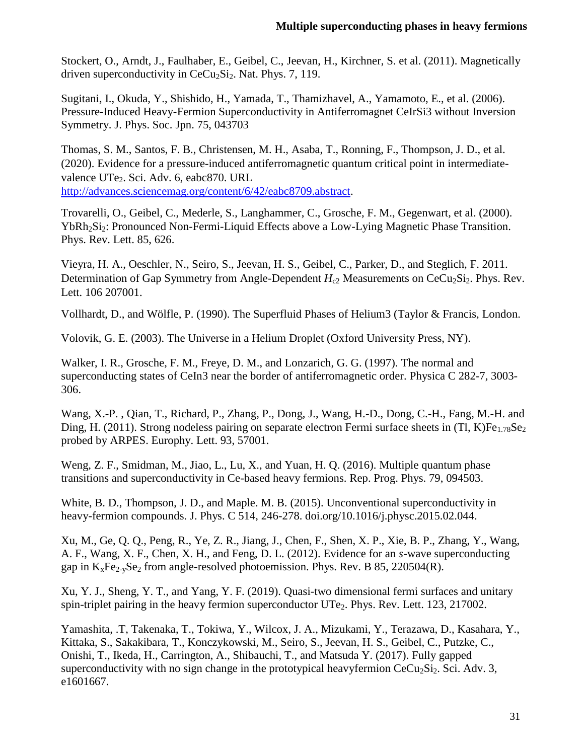Stockert, O., Arndt, J., Faulhaber, E., Geibel, C., Jeevan, H., Kirchner, S. et al. (2011). Magnetically driven superconductivity in $CeCu_2Si_2$. Nat. Phys. 7, 119.

Sugitani, I., Okuda, Y., Shishido, H., Yamada, T., Thamizhavel, A., Yamamoto, E., et al. (2006). Pressure-Induced Heavy-Fermion Superconductivity in Antiferromagnet CeIrSi3 without Inversion Symmetry. J. Phys. Soc. Jpn. 75, 043703

Thomas, S. M., Santos, F. B., Christensen, M. H., Asaba, T., Ronning, F., Thompson, J. D., et al. (2020). Evidence for a pressure-induced antiferromagnetic quantum critical point in intermediate-valence $UTe_2$. Sci. Adv. 6, eabc870. URL http://advances.sciencemag.org/content/6/42/eabc8709.abstract.

Trovarelli, O., Geibel, C., Mederle, S., Langhammer, C., Grosche, F. M., Gegenwart, et al. (2000). $YbRh_2Si_2$: Pronounced Non-Fermi-Liquid Effects above a Low-Lying Magnetic Phase Transition. Phys. Rev. Lett. 85, 626.

Vieyra, H. A., Oeschler, N., Seiro, S., Jeevan, H. S., Geibel, C., Parker, D., and Steglich, F. 2011. Determination of Gap Symmetry from Angle-Dependent $H_{c2}$ Measurements on $CeCu_2Si_2$. Phys. Rev. Lett. 106 207001.

Vollhardt, D., and Wölfle, P. (1990). The Superfluid Phases of Helium3 (Taylor & Francis, London.

Volovik, G. E. (2003). The Universe in a Helium Droplet (Oxford University Press, NY).

Walker, I. R., Grosche, F. M., Freye, D. M., and Lonzarich, G. G. (1997). The normal and superconducting states of CeIn3 near the border of antiferromagnetic order. Physica C 282-7, 3003-306.

Wang, X.-P. , Qian, T., Richard, P., Zhang, P., Dong, J., Wang, H.-D., Dong, C.-H., Fang, M.-H. and Ding, H. (2011). Strong nodeless pairing on separate electron Fermi surface sheets in (Tl, K)$Fe_{1.78}Se_2$ probed by ARPES. Europhy. Lett. 93, 57001.

Weng, Z. F., Smidman, M., Jiao, L., Lu, X., and Yuan, H. Q. (2016). Multiple quantum phase transitions and superconductivity in Ce-based heavy fermions. Rep. Prog. Phys. 79, 094503.

White, B. D., Thompson, J. D., and Maple. M. B. (2015). Unconventional superconductivity in heavy-fermion compounds. J. Phys. C 514, 246-278. doi.org/10.1016/j.physc.2015.02.044.

Xu, M., Ge, Q. Q., Peng, R., Ye, Z. R., Jiang, J., Chen, F., Shen, X. P., Xie, B. P., Zhang, Y., Wang, A. F., Wang, X. F., Chen, X. H., and Feng, D. L. (2012). Evidence for an *s*-wave superconducting gap in $K_xFe_{2-y}Se_2$ from angle-resolved photoemission. Phys. Rev. B 85, 220504(R).

Xu, Y. J., Sheng, Y. T., and Yang, Y. F. (2019). Quasi-two dimensional fermi surfaces and unitary spin-triplet pairing in the heavy fermion superconductor $UTe_2$. Phys. Rev. Lett. 123, 217002.

Yamashita, .T, Takenaka, T., Tokiwa, Y., Wilcox, J. A., Mizukami, Y., Terazawa, D., Kasahara, Y., Kittaka, S., Sakakibara, T., Konczykowski, M., Seiro, S., Jeevan, H. S., Geibel, C., Putzke, C., Onishi, T., Ikeda, H., Carrington, A., Shibauchi, T., and Matsuda Y. (2017). Fully gapped superconductivity with no sign change in the prototypical heavyfermion $CeCu_2Si_2$. Sci. Adv. 3, e1601667.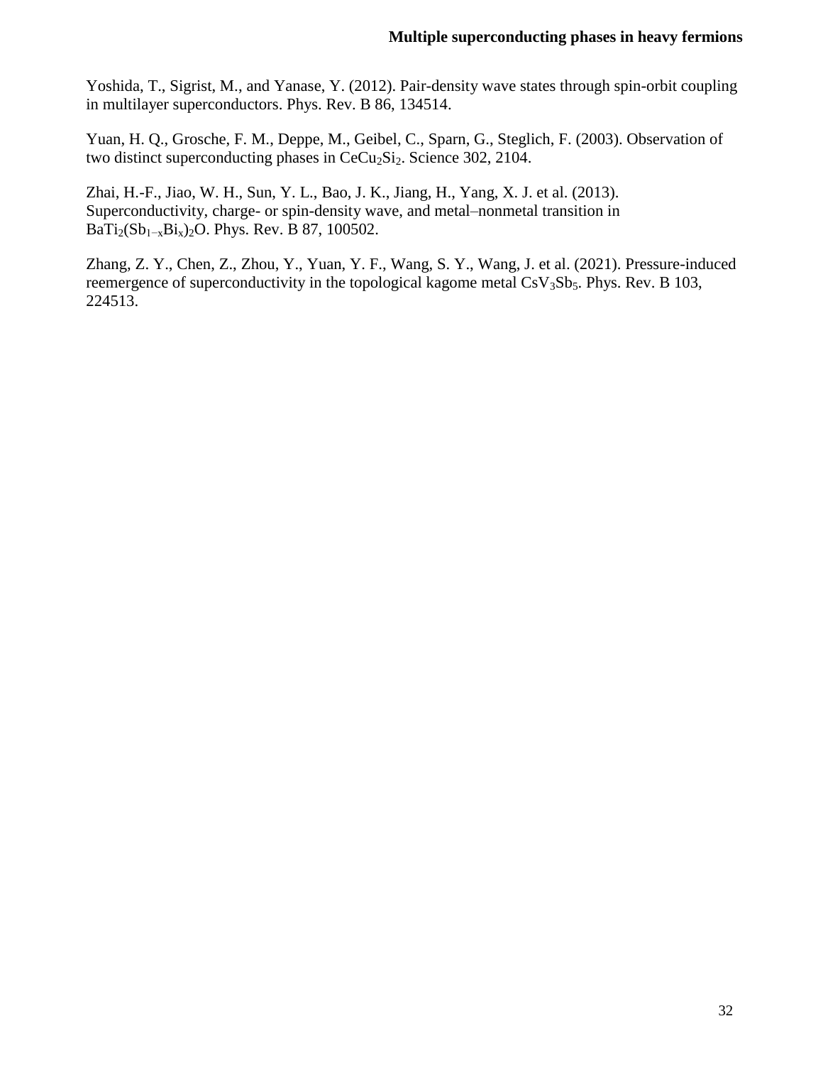Yoshida, T., Sigrist, M., and Yanase, Y. (2012). Pair-density wave states through spin-orbit coupling in multilayer superconductors. Phys. Rev. B 86, 134514.

Yuan, H. Q., Grosche, F. M., Deppe, M., Geibel, C., Sparn, G., Steglich, F. (2003). Observation of two distinct superconducting phases in $CeCu_2Si_2$. Science 302, 2104.

Zhai, H.-F., Jiao, W. H., Sun, Y. L., Bao, J. K., Jiang, H., Yang, X. J. et al. (2013). Superconductivity, charge- or spin-density wave, and metal–nonmetal transition in $BaTi_2(Sb_{1-x}Bi_x)_2O$. Phys. Rev. B 87, 100502.

Zhang, Z. Y., Chen, Z., Zhou, Y., Yuan, Y. F., Wang, S. Y., Wang, J. et al. (2021). Pressure-induced reemergence of superconductivity in the topological kagome metal $CsV_3Sb_5$. Phys. Rev. B 103, 224513.